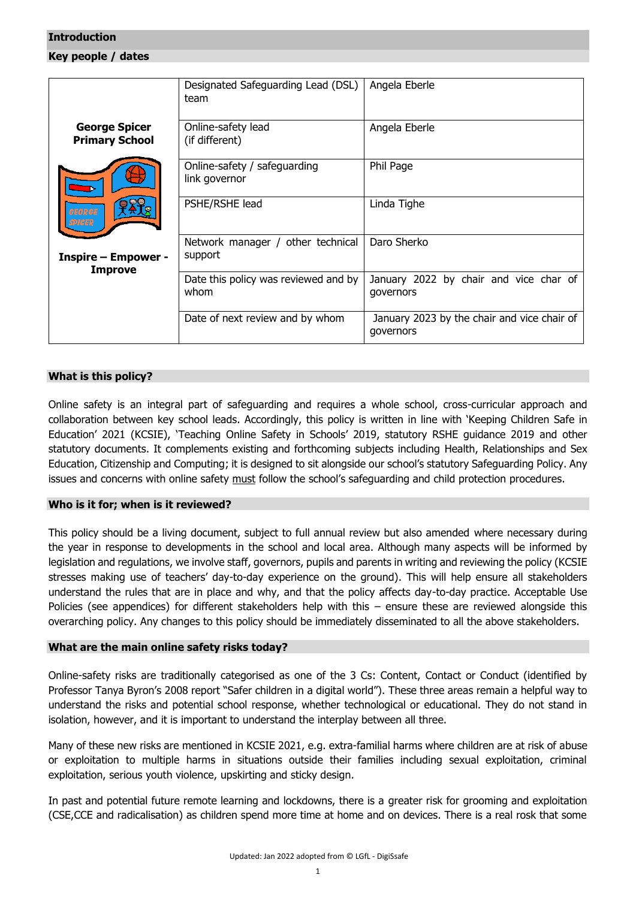## Introduction

### Key people / dates

| George Spicer Primary School<br><br>Inspire – Empower - Improve | | |
|---|---|---|
| | Designated Safeguarding Lead (DSL) team | Angela Eberle |
| | Online-safety lead (if different) | Angela Eberle |
| | Online-safety / safeguarding link governor | Phil Page |
| | PSHE/RSHE lead | Linda Tighe |
| | Network manager / other technical support | Daro Sherko |
| | Date this policy was reviewed and by whom | January 2022 by chair and vice char of governors |
| | Date of next review and by whom | January 2023 by the chair and vice chair of governors |

### What is this policy?

Online safety is an integral part of safeguarding and requires a whole school, cross-curricular approach and collaboration between key school leads. Accordingly, this policy is written in line with 'Keeping Children Safe in Education' 2021 (KCSIE), 'Teaching Online Safety in Schools' 2019, statutory RSHE guidance 2019 and other statutory documents. It complements existing and forthcoming subjects including Health, Relationships and Sex Education, Citizenship and Computing; it is designed to sit alongside our school's statutory Safeguarding Policy. Any issues and concerns with online safety must follow the school's safeguarding and child protection procedures.

### Who is it for; when is it reviewed?

This policy should be a living document, subject to full annual review but also amended where necessary during the year in response to developments in the school and local area. Although many aspects will be informed by legislation and regulations, we involve staff, governors, pupils and parents in writing and reviewing the policy (KCSIE stresses making use of teachers' day-to-day experience on the ground). This will help ensure all stakeholders understand the rules that are in place and why, and that the policy affects day-to-day practice. Acceptable Use Policies (see appendices) for different stakeholders help with this – ensure these are reviewed alongside this overarching policy. Any changes to this policy should be immediately disseminated to all the above stakeholders.

### What are the main online safety risks today?

Online-safety risks are traditionally categorised as one of the 3 Cs: Content, Contact or Conduct (identified by Professor Tanya Byron's 2008 report "Safer children in a digital world"). These three areas remain a helpful way to understand the risks and potential school response, whether technological or educational. They do not stand in isolation, however, and it is important to understand the interplay between all three.

Many of these new risks are mentioned in KCSIE 2021, e.g. extra-familial harms where children are at risk of abuse or exploitation to multiple harms in situations outside their families including sexual exploitation, criminal exploitation, serious youth violence, upskirting and sticky design.

In past and potential future remote learning and lockdowns, there is a greater risk for grooming and exploitation (CSE,CCE and radicalisation) as children spend more time at home and on devices. There is a real rosk that some

Updated: Jan 2022 adopted from © LGfL - DigiSafe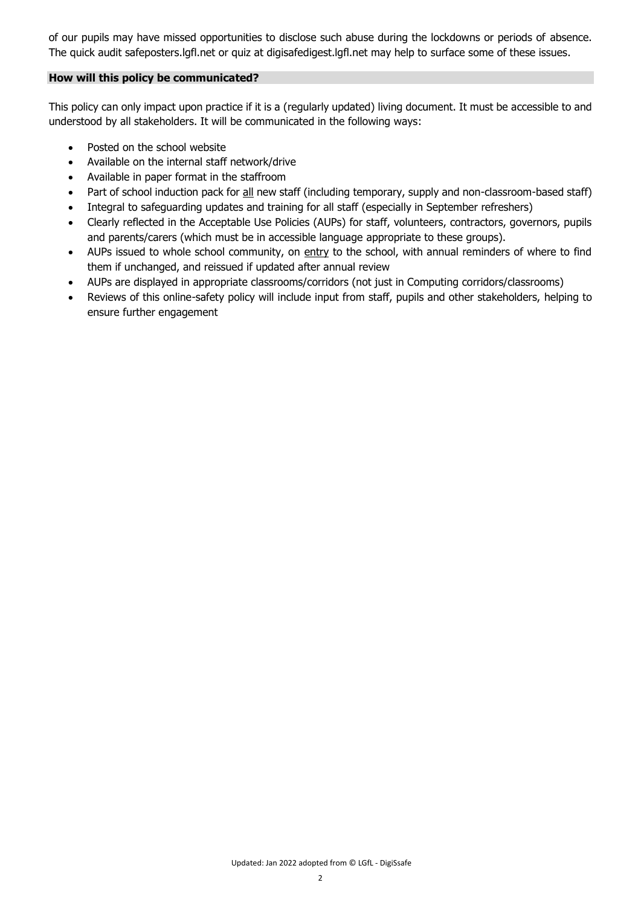of our pupils may have missed opportunities to disclose such abuse during the lockdowns or periods of absence. The quick audit safeposters.lgfl.net or quiz at digisafedigest.lgfl.net may help to surface some of these issues.

## How will this policy be communicated?

This policy can only impact upon practice if it is a (regularly updated) living document. It must be accessible to and understood by all stakeholders. It will be communicated in the following ways:

- Posted on the school website
- Available on the internal staff network/drive
- Available in paper format in the staffroom
- Part of school induction pack for <u>all</u> new staff (including temporary, supply and non-classroom-based staff)
- Integral to safeguarding updates and training for all staff (especially in September refreshers)
- Clearly reflected in the Acceptable Use Policies (AUPs) for staff, volunteers, contractors, governors, pupils and parents/carers (which must be in accessible language appropriate to these groups).
- AUPs issued to whole school community, on <u>entry</u> to the school, with annual reminders of where to find them if unchanged, and reissued if updated after annual review
- AUPs are displayed in appropriate classrooms/corridors (not just in Computing corridors/classrooms)
- Reviews of this online-safety policy will include input from staff, pupils and other stakeholders, helping to ensure further engagement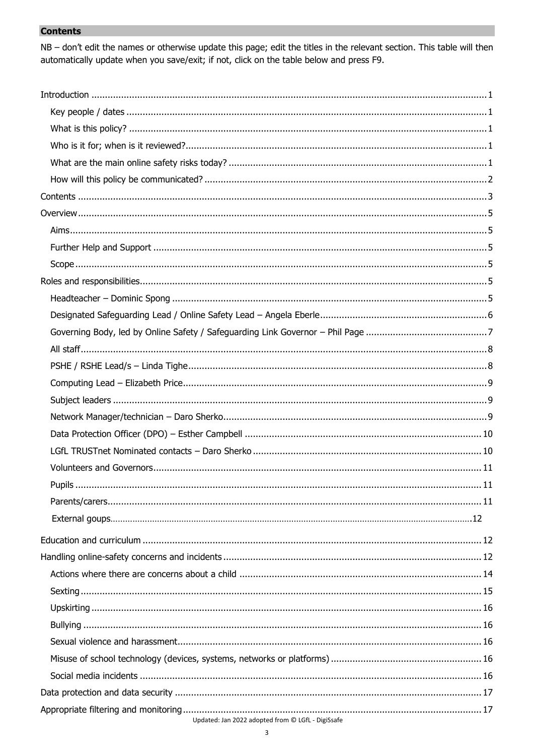## Contents

NB – don't edit the names or otherwise update this page; edit the titles in the relevant section. This table will then automatically update when you save/exit; if not, click on the table below and press F9.

Introduction ........ 1
- Key people / dates ........ 1
- What is this policy? ........ 1
- Who is it for; when is it reviewed? ........ 1
- What are the main online safety risks today? ........ 1
- How will this policy be communicated? ........ 2

Contents ........ 3

Overview ........ 5
- Aims ........ 5
- Further Help and Support ........ 5
- Scope ........ 5

Roles and responsibilities ........ 5
- Headteacher – Dominic Spong ........ 5
- Designated Safeguarding Lead / Online Safety Lead – Angela Eberle ........ 6
- Governing Body, led by Online Safety / Safeguarding Link Governor – Phil Page ........ 7
- All staff ........ 8
- PSHE / RSHE Lead/s – Linda Tighe ........ 8
- Computing Lead – Elizabeth Price ........ 9
- Subject leaders ........ 9
- Network Manager/technician – Daro Sherko ........ 9
- Data Protection Officer (DPO) – Esther Campbell ........ 10
- LGfL TRUSTnet Nominated contacts – Daro Sherko ........ 10
- Volunteers and Governors ........ 11
- Pupils ........ 11
- Parents/carers ........ 11
- External goups ........ 12

Education and curriculum ........ 12

Handling online-safety concerns and incidents ........ 12
- Actions where there are concerns about a child ........ 14
- Sexting ........ 15
- Upskirting ........ 16
- Bullying ........ 16
- Sexual violence and harassment ........ 16
- Misuse of school technology (devices, systems, networks or platforms) ........ 16
- Social media incidents ........ 16

Data protection and data security ........ 17

Appropriate filtering and monitoring ........ 17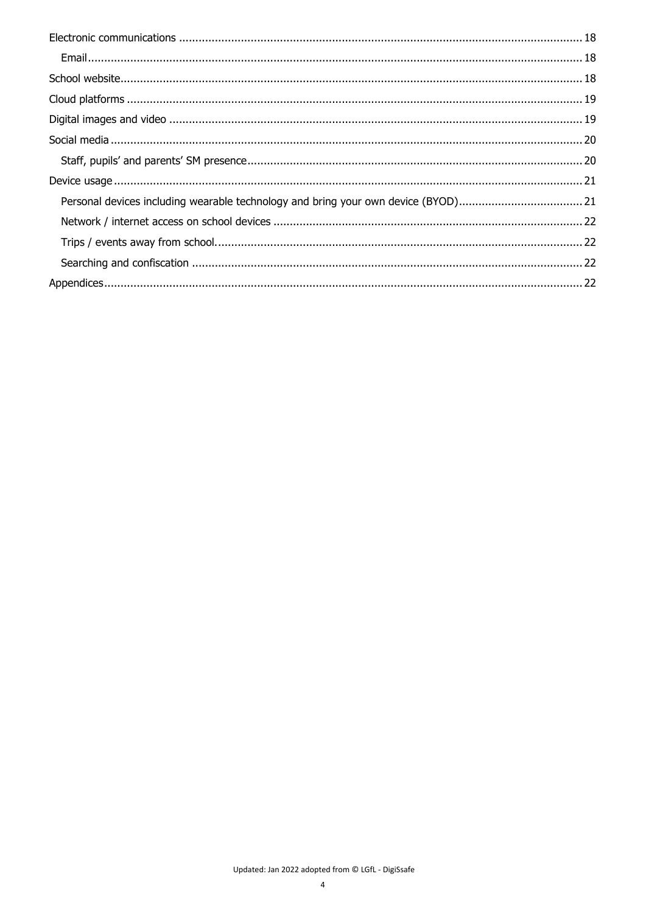Electronic communications ........................................................................................................................... 18

Email ....................................................................................................................................................... 18

School website ............................................................................................................................................ 18

Cloud platforms .......................................................................................................................................... 19

Digital images and video ............................................................................................................................. 19

Social media ............................................................................................................................................... 20

Staff, pupils' and parents' SM presence ...................................................................................................... 20

Device usage .............................................................................................................................................. 21

Personal devices including wearable technology and bring your own device (BYOD) ...................................... 21

Network / internet access on school devices .............................................................................................. 22

Trips / events away from school. ................................................................................................................ 22

Searching and confiscation ....................................................................................................................... 22

Appendices ................................................................................................................................................. 22

Updated: Jan 2022 adopted from © LGfL - DigiSsafe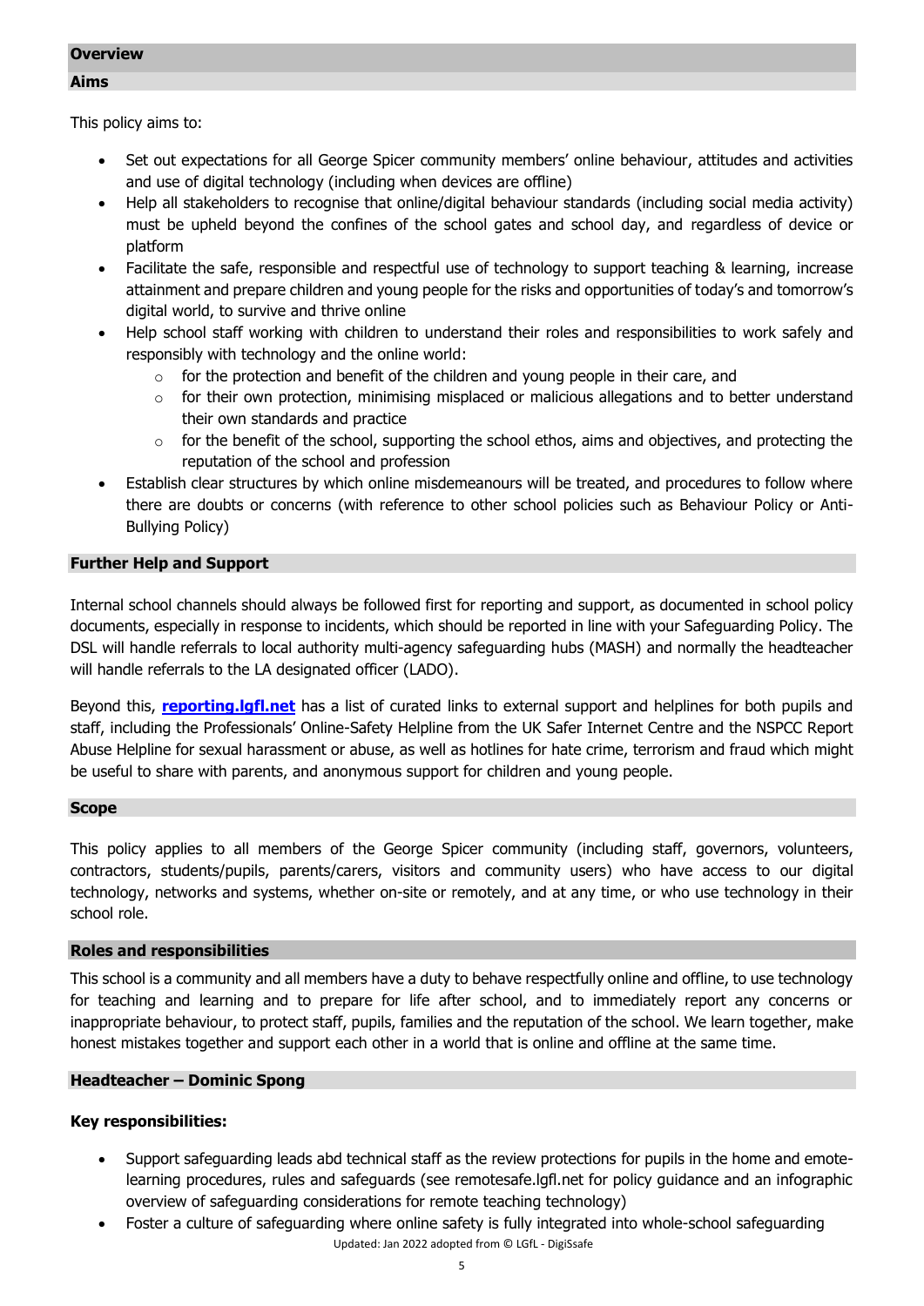## Overview

### Aims

This policy aims to:

- Set out expectations for all George Spicer community members' online behaviour, attitudes and activities and use of digital technology (including when devices are offline)
- Help all stakeholders to recognise that online/digital behaviour standards (including social media activity) must be upheld beyond the confines of the school gates and school day, and regardless of device or platform
- Facilitate the safe, responsible and respectful use of technology to support teaching & learning, increase attainment and prepare children and young people for the risks and opportunities of today's and tomorrow's digital world, to survive and thrive online
- Help school staff working with children to understand their roles and responsibilities to work safely and responsibly with technology and the online world:
    - for the protection and benefit of the children and young people in their care, and
    - for their own protection, minimising misplaced or malicious allegations and to better understand their own standards and practice
    - for the benefit of the school, supporting the school ethos, aims and objectives, and protecting the reputation of the school and profession
- Establish clear structures by which online misdemeanours will be treated, and procedures to follow where there are doubts or concerns (with reference to other school policies such as Behaviour Policy or Anti-Bullying Policy)

### Further Help and Support

Internal school channels should always be followed first for reporting and support, as documented in school policy documents, especially in response to incidents, which should be reported in line with your Safeguarding Policy. The DSL will handle referrals to local authority multi-agency safeguarding hubs (MASH) and normally the headteacher will handle referrals to the LA designated officer (LADO).

Beyond this, **reporting.lgfl.net** has a list of curated links to external support and helplines for both pupils and staff, including the Professionals' Online-Safety Helpline from the UK Safer Internet Centre and the NSPCC Report Abuse Helpline for sexual harassment or abuse, as well as hotlines for hate crime, terrorism and fraud which might be useful to share with parents, and anonymous support for children and young people.

### Scope

This policy applies to all members of the George Spicer community (including staff, governors, volunteers, contractors, students/pupils, parents/carers, visitors and community users) who have access to our digital technology, networks and systems, whether on-site or remotely, and at any time, or who use technology in their school role.

## Roles and responsibilities

This school is a community and all members have a duty to behave respectfully online and offline, to use technology for teaching and learning and to prepare for life after school, and to immediately report any concerns or inappropriate behaviour, to protect staff, pupils, families and the reputation of the school. We learn together, make honest mistakes together and support each other in a world that is online and offline at the same time.

### Headteacher – Dominic Spong

**Key responsibilities:**

- Support safeguarding leads abd technical staff as the review protections for pupils in the home and emote-learning procedures, rules and safeguards (see remotesafe.lgfl.net for policy guidance and an infographic overview of safeguarding considerations for remote teaching technology)
- Foster a culture of safeguarding where online safety is fully integrated into whole-school safeguarding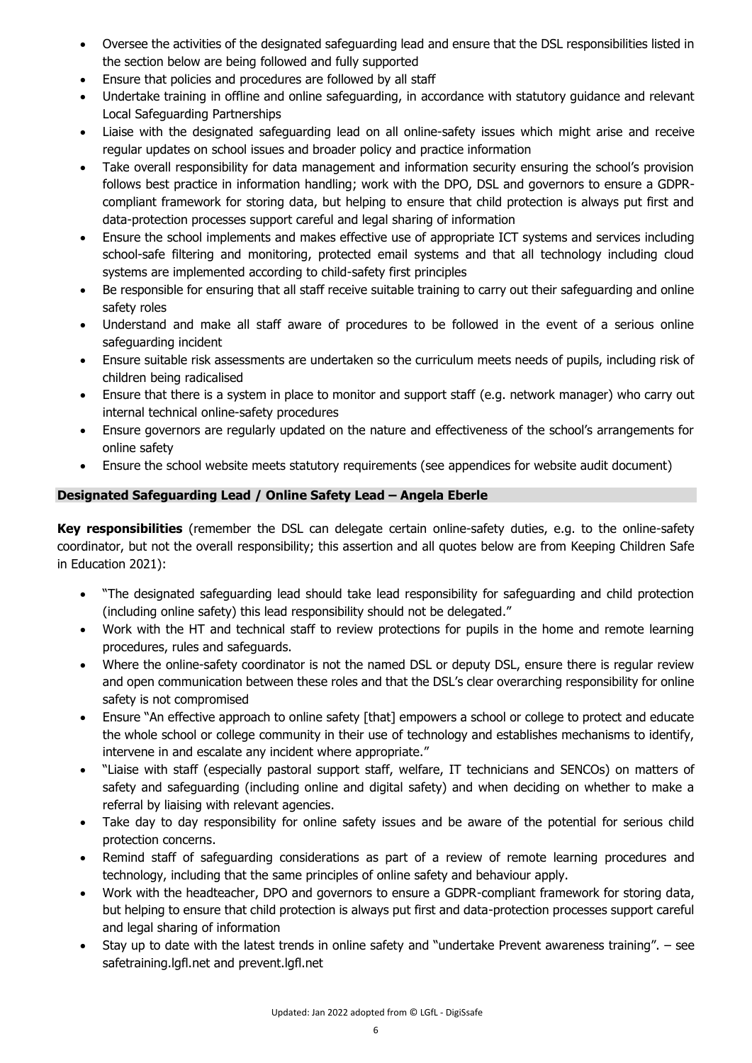- Oversee the activities of the designated safeguarding lead and ensure that the DSL responsibilities listed in the section below are being followed and fully supported
- Ensure that policies and procedures are followed by all staff
- Undertake training in offline and online safeguarding, in accordance with statutory guidance and relevant Local Safeguarding Partnerships
- Liaise with the designated safeguarding lead on all online-safety issues which might arise and receive regular updates on school issues and broader policy and practice information
- Take overall responsibility for data management and information security ensuring the school's provision follows best practice in information handling; work with the DPO, DSL and governors to ensure a GDPR-compliant framework for storing data, but helping to ensure that child protection is always put first and data-protection processes support careful and legal sharing of information
- Ensure the school implements and makes effective use of appropriate ICT systems and services including school-safe filtering and monitoring, protected email systems and that all technology including cloud systems are implemented according to child-safety first principles
- Be responsible for ensuring that all staff receive suitable training to carry out their safeguarding and online safety roles
- Understand and make all staff aware of procedures to be followed in the event of a serious online safeguarding incident
- Ensure suitable risk assessments are undertaken so the curriculum meets needs of pupils, including risk of children being radicalised
- Ensure that there is a system in place to monitor and support staff (e.g. network manager) who carry out internal technical online-safety procedures
- Ensure governors are regularly updated on the nature and effectiveness of the school's arrangements for online safety
- Ensure the school website meets statutory requirements (see appendices for website audit document)

### Designated Safeguarding Lead / Online Safety Lead – Angela Eberle

**Key responsibilities** (remember the DSL can delegate certain online-safety duties, e.g. to the online-safety coordinator, but not the overall responsibility; this assertion and all quotes below are from Keeping Children Safe in Education 2021):

- "The designated safeguarding lead should take lead responsibility for safeguarding and child protection (including online safety) this lead responsibility should not be delegated."
- Work with the HT and technical staff to review protections for pupils in the home and remote learning procedures, rules and safeguards.
- Where the online-safety coordinator is not the named DSL or deputy DSL, ensure there is regular review and open communication between these roles and that the DSL's clear overarching responsibility for online safety is not compromised
- Ensure "An effective approach to online safety [that] empowers a school or college to protect and educate the whole school or college community in their use of technology and establishes mechanisms to identify, intervene in and escalate any incident where appropriate."
- "Liaise with staff (especially pastoral support staff, welfare, IT technicians and SENCOs) on matters of safety and safeguarding (including online and digital safety) and when deciding on whether to make a referral by liaising with relevant agencies.
- Take day to day responsibility for online safety issues and be aware of the potential for serious child protection concerns.
- Remind staff of safeguarding considerations as part of a review of remote learning procedures and technology, including that the same principles of online safety and behaviour apply.
- Work with the headteacher, DPO and governors to ensure a GDPR-compliant framework for storing data, but helping to ensure that child protection is always put first and data-protection processes support careful and legal sharing of information
- Stay up to date with the latest trends in online safety and "undertake Prevent awareness training". – see safetraining.lgfl.net and prevent.lgfl.net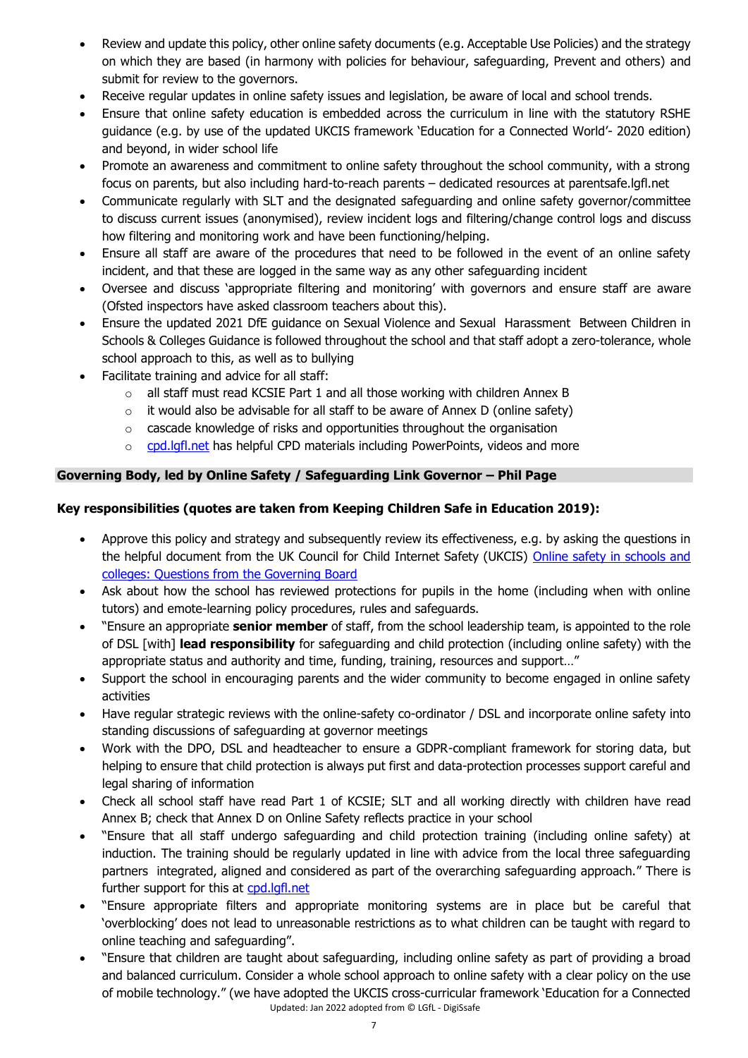- Review and update this policy, other online safety documents (e.g. Acceptable Use Policies) and the strategy on which they are based (in harmony with policies for behaviour, safeguarding, Prevent and others) and submit for review to the governors.
- Receive regular updates in online safety issues and legislation, be aware of local and school trends.
- Ensure that online safety education is embedded across the curriculum in line with the statutory RSHE guidance (e.g. by use of the updated UKCIS framework 'Education for a Connected World'- 2020 edition) and beyond, in wider school life
- Promote an awareness and commitment to online safety throughout the school community, with a strong focus on parents, but also including hard-to-reach parents – dedicated resources at parentsafe.lgfl.net
- Communicate regularly with SLT and the designated safeguarding and online safety governor/committee to discuss current issues (anonymised), review incident logs and filtering/change control logs and discuss how filtering and monitoring work and have been functioning/helping.
- Ensure all staff are aware of the procedures that need to be followed in the event of an online safety incident, and that these are logged in the same way as any other safeguarding incident
- Oversee and discuss 'appropriate filtering and monitoring' with governors and ensure staff are aware (Ofsted inspectors have asked classroom teachers about this).
- Ensure the updated 2021 DfE guidance on Sexual Violence and Sexual Harassment Between Children in Schools & Colleges Guidance is followed throughout the school and that staff adopt a zero-tolerance, whole school approach to this, as well as to bullying
- Facilitate training and advice for all staff:
    - all staff must read KCSIE Part 1 and all those working with children Annex B
    - it would also be advisable for all staff to be aware of Annex D (online safety)
    - cascade knowledge of risks and opportunities throughout the organisation
    - cpd.lgfl.net has helpful CPD materials including PowerPoints, videos and more

**Governing Body, led by Online Safety / Safeguarding Link Governor – Phil Page**

**Key responsibilities (quotes are taken from Keeping Children Safe in Education 2019):**

- Approve this policy and strategy and subsequently review its effectiveness, e.g. by asking the questions in the helpful document from the UK Council for Child Internet Safety (UKCIS) Online safety in schools and colleges: Questions from the Governing Board
- Ask about how the school has reviewed protections for pupils in the home (including when with online tutors) and emote-learning policy procedures, rules and safeguards.
- "Ensure an appropriate **senior member** of staff, from the school leadership team, is appointed to the role of DSL [with] **lead responsibility** for safeguarding and child protection (including online safety) with the appropriate status and authority and time, funding, training, resources and support…"
- Support the school in encouraging parents and the wider community to become engaged in online safety activities
- Have regular strategic reviews with the online-safety co-ordinator / DSL and incorporate online safety into standing discussions of safeguarding at governor meetings
- Work with the DPO, DSL and headteacher to ensure a GDPR-compliant framework for storing data, but helping to ensure that child protection is always put first and data-protection processes support careful and legal sharing of information
- Check all school staff have read Part 1 of KCSIE; SLT and all working directly with children have read Annex B; check that Annex D on Online Safety reflects practice in your school
- "Ensure that all staff undergo safeguarding and child protection training (including online safety) at induction. The training should be regularly updated in line with advice from the local three safeguarding partners integrated, aligned and considered as part of the overarching safeguarding approach." There is further support for this at cpd.lgfl.net
- "Ensure appropriate filters and appropriate monitoring systems are in place but be careful that 'overblocking' does not lead to unreasonable restrictions as to what children can be taught with regard to online teaching and safeguarding".
- "Ensure that children are taught about safeguarding, including online safety as part of providing a broad and balanced curriculum. Consider a whole school approach to online safety with a clear policy on the use of mobile technology." (we have adopted the UKCIS cross-curricular framework 'Education for a Connected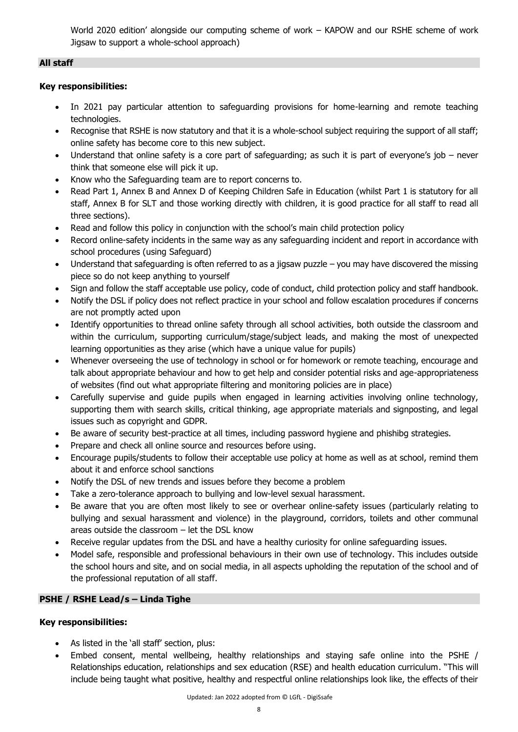World 2020 edition' alongside our computing scheme of work – KAPOW and our RSHE scheme of work Jigsaw to support a whole-school approach)

**All staff**

**Key responsibilities:**

- In 2021 pay particular attention to safeguarding provisions for home-learning and remote teaching technologies.
- Recognise that RSHE is now statutory and that it is a whole-school subject requiring the support of all staff; online safety has become core to this new subject.
- Understand that online safety is a core part of safeguarding; as such it is part of everyone's job – never think that someone else will pick it up.
- Know who the Safeguarding team are to report concerns to.
- Read Part 1, Annex B and Annex D of Keeping Children Safe in Education (whilst Part 1 is statutory for all staff, Annex B for SLT and those working directly with children, it is good practice for all staff to read all three sections).
- Read and follow this policy in conjunction with the school's main child protection policy
- Record online-safety incidents in the same way as any safeguarding incident and report in accordance with school procedures (using Safeguard)
- Understand that safeguarding is often referred to as a jigsaw puzzle – you may have discovered the missing piece so do not keep anything to yourself
- Sign and follow the staff acceptable use policy, code of conduct, child protection policy and staff handbook.
- Notify the DSL if policy does not reflect practice in your school and follow escalation procedures if concerns are not promptly acted upon
- Identify opportunities to thread online safety through all school activities, both outside the classroom and within the curriculum, supporting curriculum/stage/subject leads, and making the most of unexpected learning opportunities as they arise (which have a unique value for pupils)
- Whenever overseeing the use of technology in school or for homework or remote teaching, encourage and talk about appropriate behaviour and how to get help and consider potential risks and age-appropriateness of websites (find out what appropriate filtering and monitoring policies are in place)
- Carefully supervise and guide pupils when engaged in learning activities involving online technology, supporting them with search skills, critical thinking, age appropriate materials and signposting, and legal issues such as copyright and GDPR.
- Be aware of security best-practice at all times, including password hygiene and phishibg strategies.
- Prepare and check all online source and resources before using.
- Encourage pupils/students to follow their acceptable use policy at home as well as at school, remind them about it and enforce school sanctions
- Notify the DSL of new trends and issues before they become a problem
- Take a zero-tolerance approach to bullying and low-level sexual harassment.
- Be aware that you are often most likely to see or overhear online-safety issues (particularly relating to bullying and sexual harassment and violence) in the playground, corridors, toilets and other communal areas outside the classroom – let the DSL know
- Receive regular updates from the DSL and have a healthy curiosity for online safeguarding issues.
- Model safe, responsible and professional behaviours in their own use of technology. This includes outside the school hours and site, and on social media, in all aspects upholding the reputation of the school and of the professional reputation of all staff.

**PSHE / RSHE Lead/s – Linda Tighe**

**Key responsibilities:**

- As listed in the 'all staff' section, plus:
- Embed consent, mental wellbeing, healthy relationships and staying safe online into the PSHE / Relationships education, relationships and sex education (RSE) and health education curriculum. "This will include being taught what positive, healthy and respectful online relationships look like, the effects of their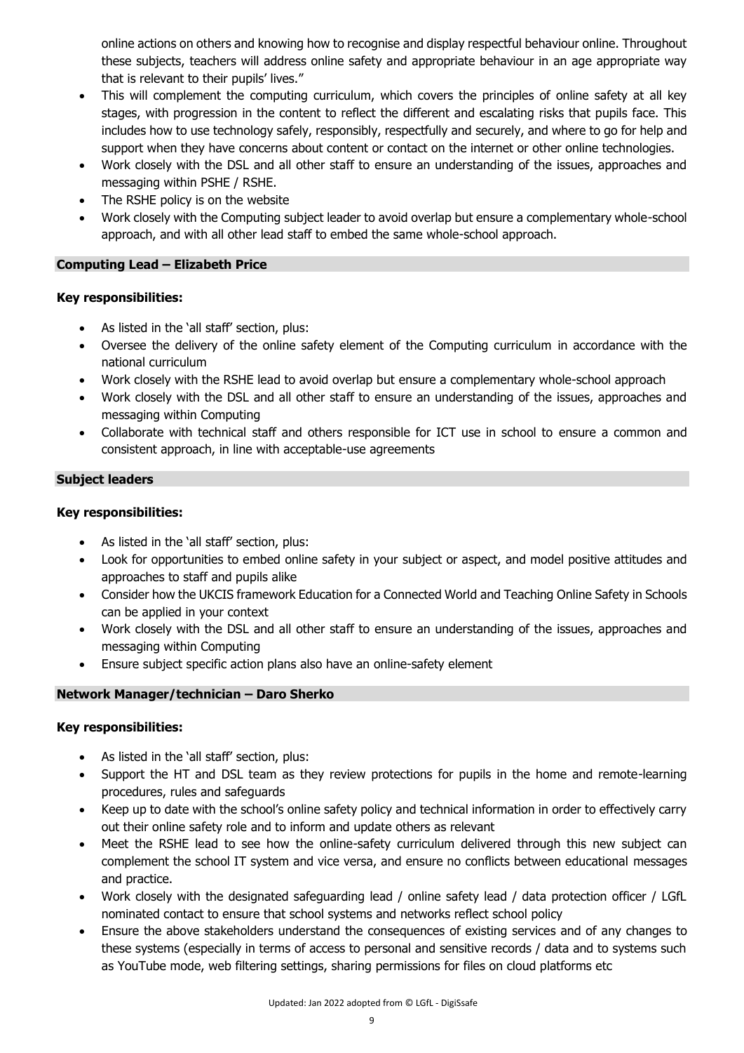online actions on others and knowing how to recognise and display respectful behaviour online. Throughout these subjects, teachers will address online safety and appropriate behaviour in an age appropriate way that is relevant to their pupils' lives."

- This will complement the computing curriculum, which covers the principles of online safety at all key stages, with progression in the content to reflect the different and escalating risks that pupils face. This includes how to use technology safely, responsibly, respectfully and securely, and where to go for help and support when they have concerns about content or contact on the internet or other online technologies.
- Work closely with the DSL and all other staff to ensure an understanding of the issues, approaches and messaging within PSHE / RSHE.
- The RSHE policy is on the website
- Work closely with the Computing subject leader to avoid overlap but ensure a complementary whole-school approach, and with all other lead staff to embed the same whole-school approach.

### Computing Lead – Elizabeth Price

**Key responsibilities:**

- As listed in the 'all staff' section, plus:
- Oversee the delivery of the online safety element of the Computing curriculum in accordance with the national curriculum
- Work closely with the RSHE lead to avoid overlap but ensure a complementary whole-school approach
- Work closely with the DSL and all other staff to ensure an understanding of the issues, approaches and messaging within Computing
- Collaborate with technical staff and others responsible for ICT use in school to ensure a common and consistent approach, in line with acceptable-use agreements

### Subject leaders

**Key responsibilities:**

- As listed in the 'all staff' section, plus:
- Look for opportunities to embed online safety in your subject or aspect, and model positive attitudes and approaches to staff and pupils alike
- Consider how the UKCIS framework Education for a Connected World and Teaching Online Safety in Schools can be applied in your context
- Work closely with the DSL and all other staff to ensure an understanding of the issues, approaches and messaging within Computing
- Ensure subject specific action plans also have an online-safety element

### Network Manager/technician – Daro Sherko

**Key responsibilities:**

- As listed in the 'all staff' section, plus:
- Support the HT and DSL team as they review protections for pupils in the home and remote-learning procedures, rules and safeguards
- Keep up to date with the school's online safety policy and technical information in order to effectively carry out their online safety role and to inform and update others as relevant
- Meet the RSHE lead to see how the online-safety curriculum delivered through this new subject can complement the school IT system and vice versa, and ensure no conflicts between educational messages and practice.
- Work closely with the designated safeguarding lead / online safety lead / data protection officer / LGfL nominated contact to ensure that school systems and networks reflect school policy
- Ensure the above stakeholders understand the consequences of existing services and of any changes to these systems (especially in terms of access to personal and sensitive records / data and to systems such as YouTube mode, web filtering settings, sharing permissions for files on cloud platforms etc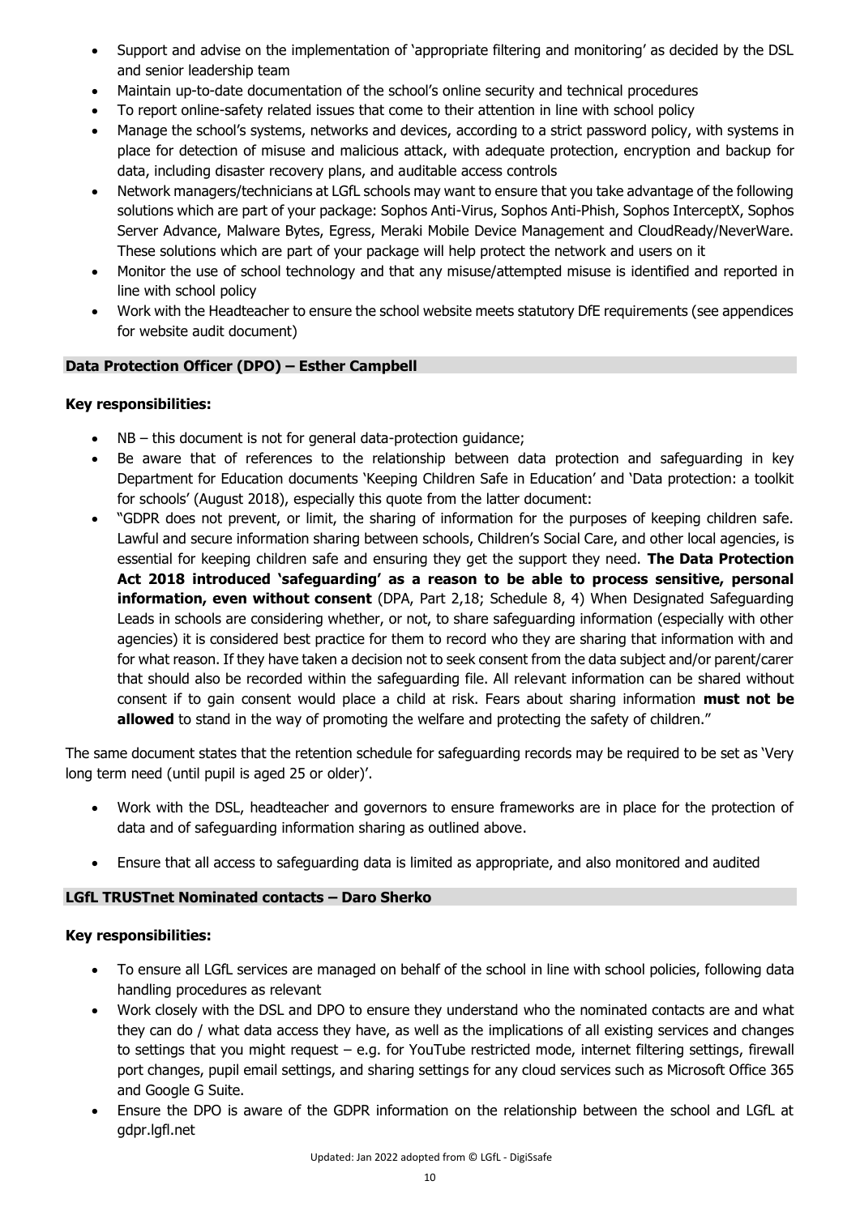- Support and advise on the implementation of 'appropriate filtering and monitoring' as decided by the DSL and senior leadership team
- Maintain up-to-date documentation of the school's online security and technical procedures
- To report online-safety related issues that come to their attention in line with school policy
- Manage the school's systems, networks and devices, according to a strict password policy, with systems in place for detection of misuse and malicious attack, with adequate protection, encryption and backup for data, including disaster recovery plans, and auditable access controls
- Network managers/technicians at LGfL schools may want to ensure that you take advantage of the following solutions which are part of your package: Sophos Anti-Virus, Sophos Anti-Phish, Sophos InterceptX, Sophos Server Advance, Malware Bytes, Egress, Meraki Mobile Device Management and CloudReady/NeverWare. These solutions which are part of your package will help protect the network and users on it
- Monitor the use of school technology and that any misuse/attempted misuse is identified and reported in line with school policy
- Work with the Headteacher to ensure the school website meets statutory DfE requirements (see appendices for website audit document)

### Data Protection Officer (DPO) – Esther Campbell

**Key responsibilities:**

- NB – this document is not for general data-protection guidance;
- Be aware that of references to the relationship between data protection and safeguarding in key Department for Education documents 'Keeping Children Safe in Education' and 'Data protection: a toolkit for schools' (August 2018), especially this quote from the latter document:
- "GDPR does not prevent, or limit, the sharing of information for the purposes of keeping children safe. Lawful and secure information sharing between schools, Children's Social Care, and other local agencies, is essential for keeping children safe and ensuring they get the support they need. **The Data Protection Act 2018 introduced 'safeguarding' as a reason to be able to process sensitive, personal information, even without consent** (DPA, Part 2,18; Schedule 8, 4) When Designated Safeguarding Leads in schools are considering whether, or not, to share safeguarding information (especially with other agencies) it is considered best practice for them to record who they are sharing that information with and for what reason. If they have taken a decision not to seek consent from the data subject and/or parent/carer that should also be recorded within the safeguarding file. All relevant information can be shared without consent if to gain consent would place a child at risk. Fears about sharing information **must not be allowed** to stand in the way of promoting the welfare and protecting the safety of children."

The same document states that the retention schedule for safeguarding records may be required to be set as 'Very long term need (until pupil is aged 25 or older)'.

- Work with the DSL, headteacher and governors to ensure frameworks are in place for the protection of data and of safeguarding information sharing as outlined above.
- Ensure that all access to safeguarding data is limited as appropriate, and also monitored and audited

### LGfL TRUSTnet Nominated contacts – Daro Sherko

**Key responsibilities:**

- To ensure all LGfL services are managed on behalf of the school in line with school policies, following data handling procedures as relevant
- Work closely with the DSL and DPO to ensure they understand who the nominated contacts are and what they can do / what data access they have, as well as the implications of all existing services and changes to settings that you might request – e.g. for YouTube restricted mode, internet filtering settings, firewall port changes, pupil email settings, and sharing settings for any cloud services such as Microsoft Office 365 and Google G Suite.
- Ensure the DPO is aware of the GDPR information on the relationship between the school and LGfL at gdpr.lgfl.net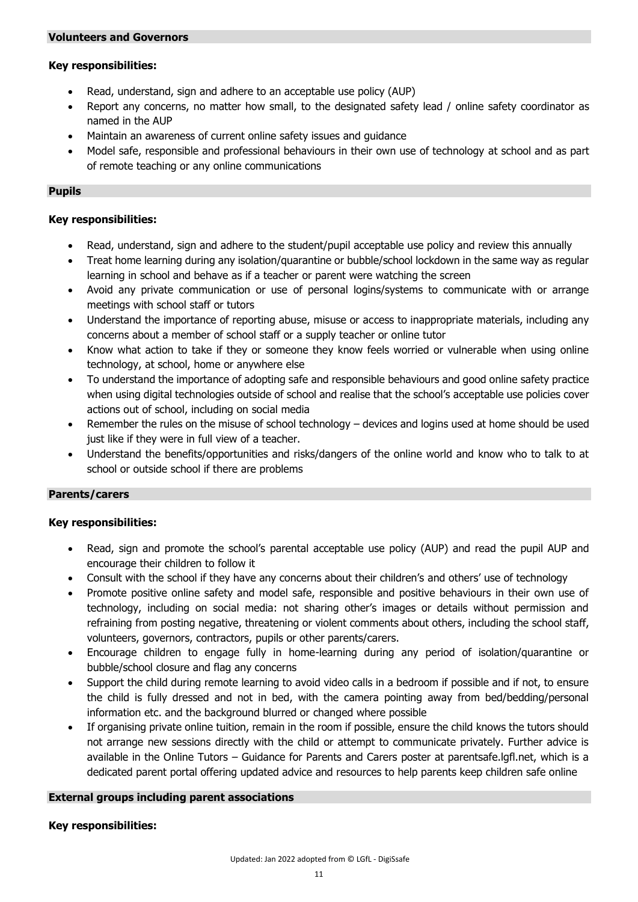### Volunteers and Governors

**Key responsibilities:**

- Read, understand, sign and adhere to an acceptable use policy (AUP)
- Report any concerns, no matter how small, to the designated safety lead / online safety coordinator as named in the AUP
- Maintain an awareness of current online safety issues and guidance
- Model safe, responsible and professional behaviours in their own use of technology at school and as part of remote teaching or any online communications

### Pupils

**Key responsibilities:**

- Read, understand, sign and adhere to the student/pupil acceptable use policy and review this annually
- Treat home learning during any isolation/quarantine or bubble/school lockdown in the same way as regular learning in school and behave as if a teacher or parent were watching the screen
- Avoid any private communication or use of personal logins/systems to communicate with or arrange meetings with school staff or tutors
- Understand the importance of reporting abuse, misuse or access to inappropriate materials, including any concerns about a member of school staff or a supply teacher or online tutor
- Know what action to take if they or someone they know feels worried or vulnerable when using online technology, at school, home or anywhere else
- To understand the importance of adopting safe and responsible behaviours and good online safety practice when using digital technologies outside of school and realise that the school's acceptable use policies cover actions out of school, including on social media
- Remember the rules on the misuse of school technology – devices and logins used at home should be used just like if they were in full view of a teacher.
- Understand the benefits/opportunities and risks/dangers of the online world and know who to talk to at school or outside school if there are problems

### Parents/carers

**Key responsibilities:**

- Read, sign and promote the school's parental acceptable use policy (AUP) and read the pupil AUP and encourage their children to follow it
- Consult with the school if they have any concerns about their children's and others' use of technology
- Promote positive online safety and model safe, responsible and positive behaviours in their own use of technology, including on social media: not sharing other's images or details without permission and refraining from posting negative, threatening or violent comments about others, including the school staff, volunteers, governors, contractors, pupils or other parents/carers.
- Encourage children to engage fully in home-learning during any period of isolation/quarantine or bubble/school closure and flag any concerns
- Support the child during remote learning to avoid video calls in a bedroom if possible and if not, to ensure the child is fully dressed and not in bed, with the camera pointing away from bed/bedding/personal information etc. and the background blurred or changed where possible
- If organising private online tuition, remain in the room if possible, ensure the child knows the tutors should not arrange new sessions directly with the child or attempt to communicate privately. Further advice is available in the Online Tutors – Guidance for Parents and Carers poster at parentsafe.lgfl.net, which is a dedicated parent portal offering updated advice and resources to help parents keep children safe online

### External groups including parent associations

**Key responsibilities:**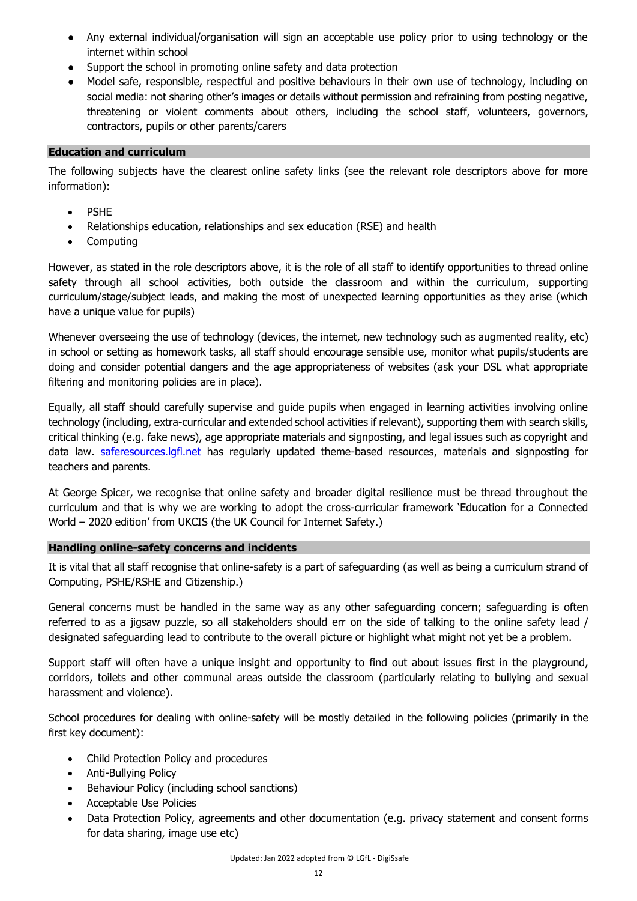- Any external individual/organisation will sign an acceptable use policy prior to using technology or the internet within school
- Support the school in promoting online safety and data protection
- Model safe, responsible, respectful and positive behaviours in their own use of technology, including on social media: not sharing other's images or details without permission and refraining from posting negative, threatening or violent comments about others, including the school staff, volunteers, governors, contractors, pupils or other parents/carers

## Education and curriculum

The following subjects have the clearest online safety links (see the relevant role descriptors above for more information):

- PSHE
- Relationships education, relationships and sex education (RSE) and health
- Computing

However, as stated in the role descriptors above, it is the role of all staff to identify opportunities to thread online safety through all school activities, both outside the classroom and within the curriculum, supporting curriculum/stage/subject leads, and making the most of unexpected learning opportunities as they arise (which have a unique value for pupils)

Whenever overseeing the use of technology (devices, the internet, new technology such as augmented reality, etc) in school or setting as homework tasks, all staff should encourage sensible use, monitor what pupils/students are doing and consider potential dangers and the age appropriateness of websites (ask your DSL what appropriate filtering and monitoring policies are in place).

Equally, all staff should carefully supervise and guide pupils when engaged in learning activities involving online technology (including, extra-curricular and extended school activities if relevant), supporting them with search skills, critical thinking (e.g. fake news), age appropriate materials and signposting, and legal issues such as copyright and data law. [saferesources.lgfl.net](saferesources.lgfl.net) has regularly updated theme-based resources, materials and signposting for teachers and parents.

At George Spicer, we recognise that online safety and broader digital resilience must be thread throughout the curriculum and that is why we are working to adopt the cross-curricular framework 'Education for a Connected World – 2020 edition' from UKCIS (the UK Council for Internet Safety.)

## Handling online-safety concerns and incidents

It is vital that all staff recognise that online-safety is a part of safeguarding (as well as being a curriculum strand of Computing, PSHE/RSHE and Citizenship.)

General concerns must be handled in the same way as any other safeguarding concern; safeguarding is often referred to as a jigsaw puzzle, so all stakeholders should err on the side of talking to the online safety lead / designated safeguarding lead to contribute to the overall picture or highlight what might not yet be a problem.

Support staff will often have a unique insight and opportunity to find out about issues first in the playground, corridors, toilets and other communal areas outside the classroom (particularly relating to bullying and sexual harassment and violence).

School procedures for dealing with online-safety will be mostly detailed in the following policies (primarily in the first key document):

- Child Protection Policy and procedures
- Anti-Bullying Policy
- Behaviour Policy (including school sanctions)
- Acceptable Use Policies
- Data Protection Policy, agreements and other documentation (e.g. privacy statement and consent forms for data sharing, image use etc)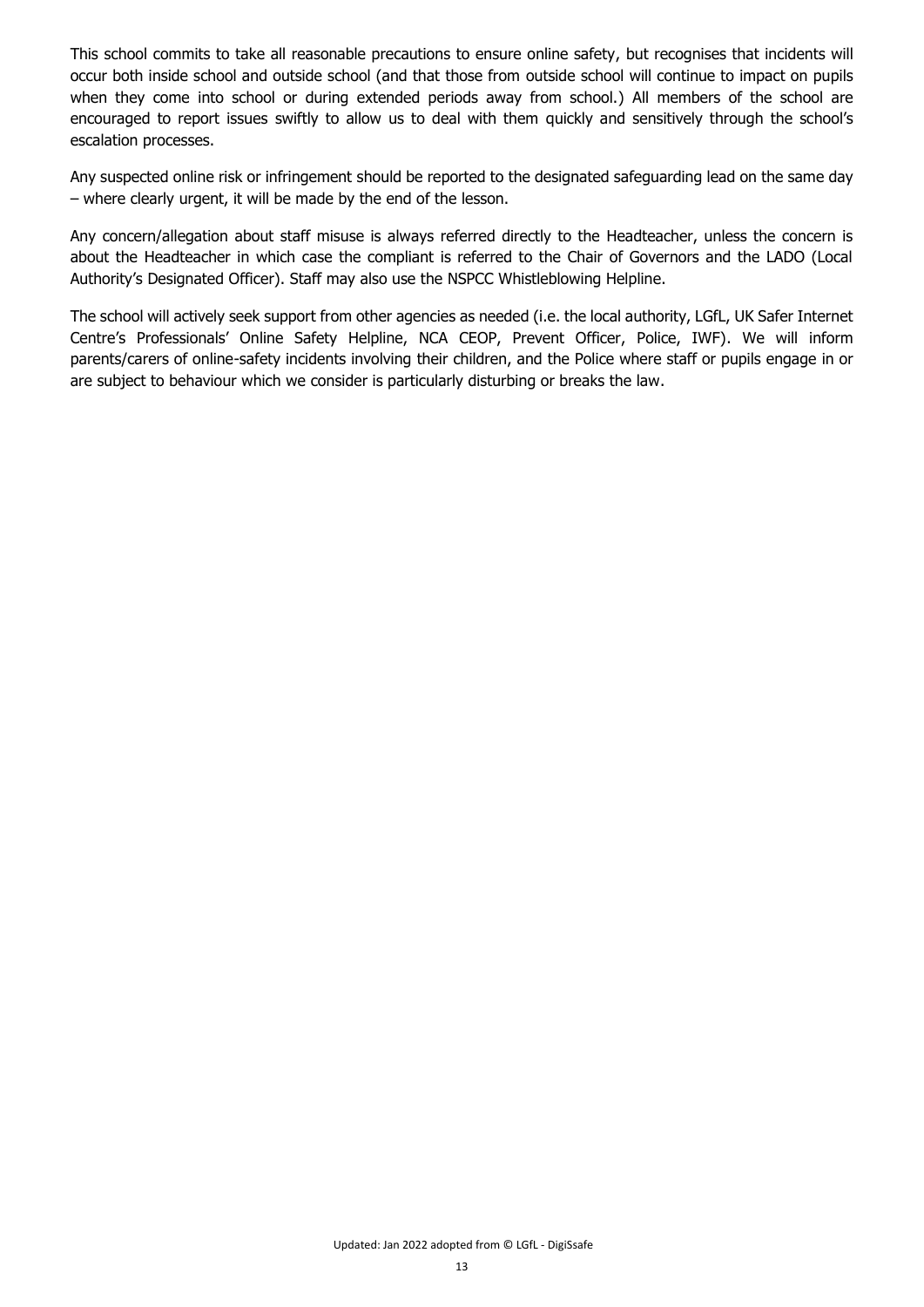This school commits to take all reasonable precautions to ensure online safety, but recognises that incidents will occur both inside school and outside school (and that those from outside school will continue to impact on pupils when they come into school or during extended periods away from school.) All members of the school are encouraged to report issues swiftly to allow us to deal with them quickly and sensitively through the school's escalation processes.

Any suspected online risk or infringement should be reported to the designated safeguarding lead on the same day – where clearly urgent, it will be made by the end of the lesson.

Any concern/allegation about staff misuse is always referred directly to the Headteacher, unless the concern is about the Headteacher in which case the compliant is referred to the Chair of Governors and the LADO (Local Authority's Designated Officer). Staff may also use the NSPCC Whistleblowing Helpline.

The school will actively seek support from other agencies as needed (i.e. the local authority, LGfL, UK Safer Internet Centre's Professionals' Online Safety Helpline, NCA CEOP, Prevent Officer, Police, IWF). We will inform parents/carers of online-safety incidents involving their children, and the Police where staff or pupils engage in or are subject to behaviour which we consider is particularly disturbing or breaks the law.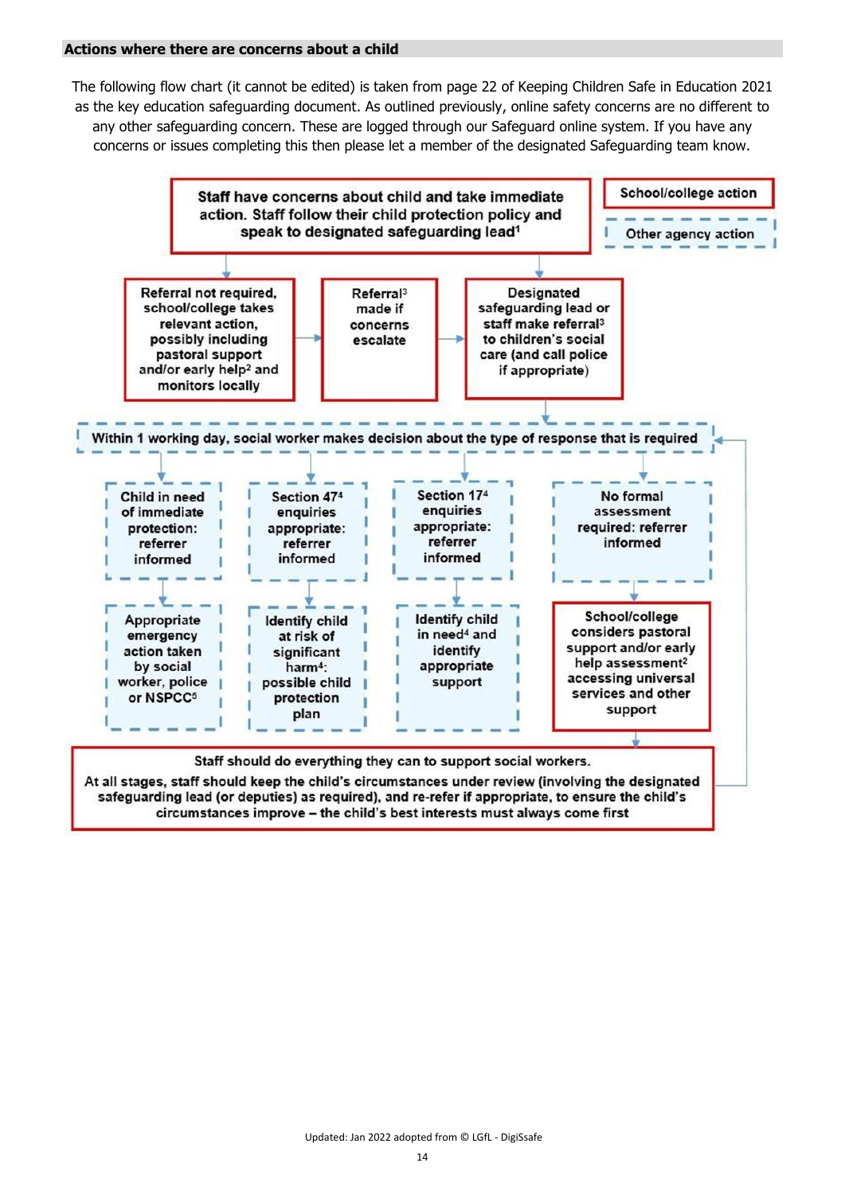### Actions where there are concerns about a child

The following flow chart (it cannot be edited) is taken from page 22 of Keeping Children Safe in Education 2021 as the key education safeguarding document. As outlined previously, online safety concerns are no different to any other safeguarding concern. These are logged through our Safeguard online system. If you have any concerns or issues completing this then please let a member of the designated Safeguarding team know.

School/college action

Other agency action

Staff have concerns about child and take immediate action. Staff follow their child protection policy and speak to designated safeguarding lead[1]

Referral not required, school/college takes relevant action, possibly including pastoral support and/or early help[2] and monitors locally

Referral[3] made if concerns escalate

Designated safeguarding lead or staff make referral[3] to children's social care (and call police if appropriate)

Within 1 working day, social worker makes decision about the type of response that is required

Child in need of immediate protection: referrer informed

Appropriate emergency action taken by social worker, police or NSPCC[5]

Section 47[4] enquiries appropriate: referrer informed

Identify child at risk of significant harm[4]: possible child protection plan

Section 17[4] enquiries appropriate: referrer informed

Identify child in need[4] and identify appropriate support

No formal assessment required: referrer informed

School/college considers pastoral support and/or early help assessment[2] accessing universal services and other support

Staff should do everything they can to support social workers.

At all stages, staff should keep the child's circumstances under review (involving the designated safeguarding lead (or deputies) as required), and re-refer if appropriate, to ensure the child's circumstances improve – the child's best interests must always come first

Updated: Jan 2022 adopted from © LGfL - DigiSsafe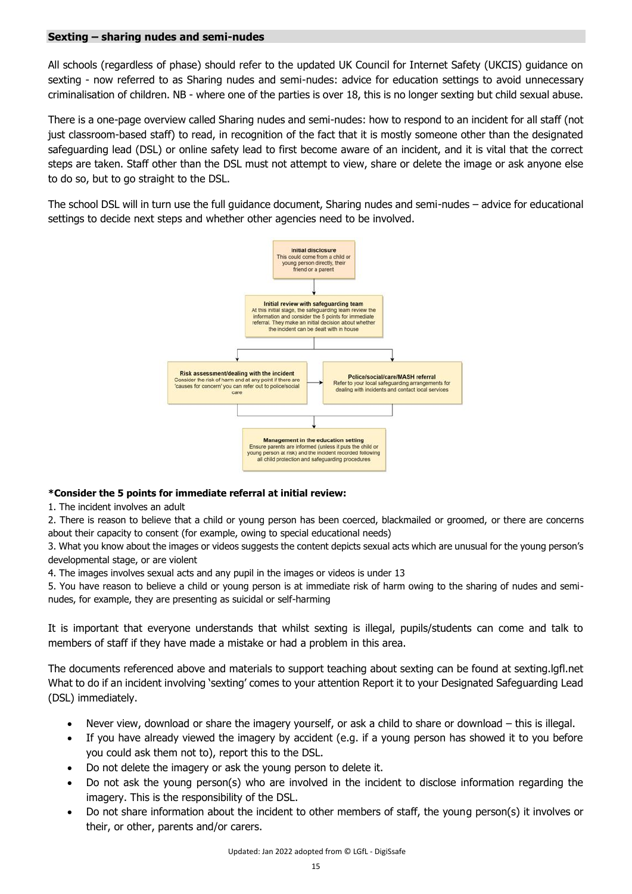## Sexting – sharing nudes and semi-nudes

All schools (regardless of phase) should refer to the updated UK Council for Internet Safety (UKCIS) guidance on sexting - now referred to as Sharing nudes and semi-nudes: advice for education settings to avoid unnecessary criminalisation of children. NB - where one of the parties is over 18, this is no longer sexting but child sexual abuse.

There is a one-page overview called Sharing nudes and semi-nudes: how to respond to an incident for all staff (not just classroom-based staff) to read, in recognition of the fact that it is mostly someone other than the designated safeguarding lead (DSL) or online safety lead to first become aware of an incident, and it is vital that the correct steps are taken. Staff other than the DSL must not attempt to view, share or delete the image or ask anyone else to do so, but to go straight to the DSL.

The school DSL will in turn use the full guidance document, Sharing nudes and semi-nudes – advice for educational settings to decide next steps and whether other agencies need to be involved.

**Initial disclosure**
This could come from a child or young person directly, their friend or a parent

↓

**Initial review with safeguarding team**
At this initial stage, the safeguarding team review the information and consider the 5 points for immediate referral. They make an initial decision about whether the incident can be dealt with in house

↓

**Risk assessment/dealing with the incident**
Consider the risk of harm and at any point if there are 'causes for concern' you can refer out to police/social care

→

**Police/social/care/MASH referral**
Refer to your local safeguarding arrangements for dealing with incidents and contact local services

↓

**Management in the education setting**
Ensure parents are informed (unless it puts the child or young person at risk) and the incident recorded following all child protection and safeguarding procedures

**\*Consider the 5 points for immediate referral at initial review:**

1. The incident involves an adult
2. There is reason to believe that a child or young person has been coerced, blackmailed or groomed, or there are concerns about their capacity to consent (for example, owing to special educational needs)
3. What you know about the images or videos suggests the content depicts sexual acts which are unusual for the young person's developmental stage, or are violent
4. The images involves sexual acts and any pupil in the images or videos is under 13
5. You have reason to believe a child or young person is at immediate risk of harm owing to the sharing of nudes and semi-nudes, for example, they are presenting as suicidal or self-harming

It is important that everyone understands that whilst sexting is illegal, pupils/students can come and talk to members of staff if they have made a mistake or had a problem in this area.

The documents referenced above and materials to support teaching about sexting can be found at sexting.lgfl.net What to do if an incident involving 'sexting' comes to your attention Report it to your Designated Safeguarding Lead (DSL) immediately.

- Never view, download or share the imagery yourself, or ask a child to share or download – this is illegal.
- If you have already viewed the imagery by accident (e.g. if a young person has showed it to you before you could ask them not to), report this to the DSL.
- Do not delete the imagery or ask the young person to delete it.
- Do not ask the young person(s) who are involved in the incident to disclose information regarding the imagery. This is the responsibility of the DSL.
- Do not share information about the incident to other members of staff, the young person(s) it involves or their, or other, parents and/or carers.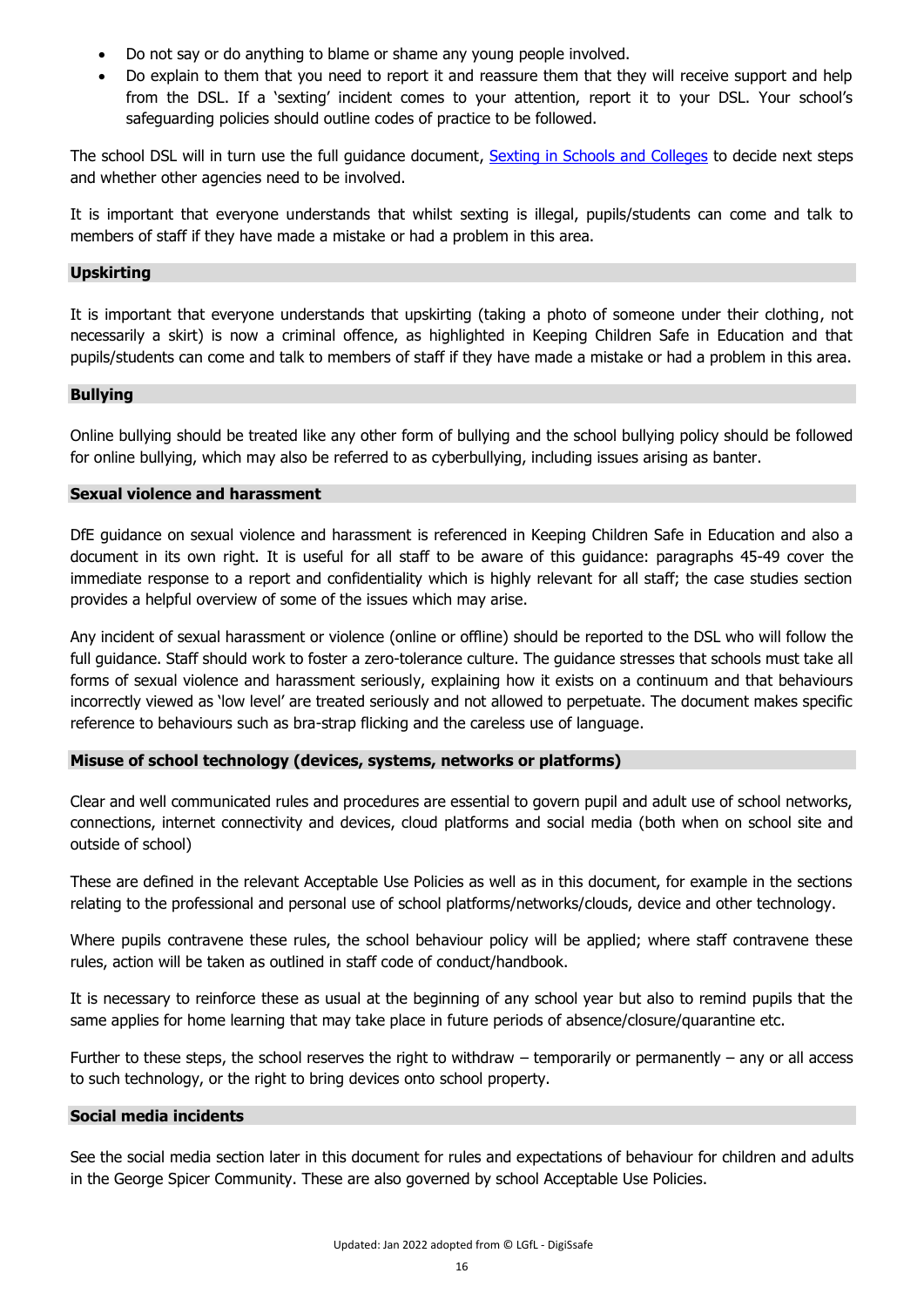- Do not say or do anything to blame or shame any young people involved.
- Do explain to them that you need to report it and reassure them that they will receive support and help from the DSL. If a 'sexting' incident comes to your attention, report it to your DSL. Your school's safeguarding policies should outline codes of practice to be followed.

The school DSL will in turn use the full guidance document, [Sexting in Schools and Colleges]() to decide next steps and whether other agencies need to be involved.

It is important that everyone understands that whilst sexting is illegal, pupils/students can come and talk to members of staff if they have made a mistake or had a problem in this area.

### Upskirting

It is important that everyone understands that upskirting (taking a photo of someone under their clothing, not necessarily a skirt) is now a criminal offence, as highlighted in Keeping Children Safe in Education and that pupils/students can come and talk to members of staff if they have made a mistake or had a problem in this area.

### Bullying

Online bullying should be treated like any other form of bullying and the school bullying policy should be followed for online bullying, which may also be referred to as cyberbullying, including issues arising as banter.

### Sexual violence and harassment

DfE guidance on sexual violence and harassment is referenced in Keeping Children Safe in Education and also a document in its own right. It is useful for all staff to be aware of this guidance: paragraphs 45-49 cover the immediate response to a report and confidentiality which is highly relevant for all staff; the case studies section provides a helpful overview of some of the issues which may arise.

Any incident of sexual harassment or violence (online or offline) should be reported to the DSL who will follow the full guidance. Staff should work to foster a zero-tolerance culture. The guidance stresses that schools must take all forms of sexual violence and harassment seriously, explaining how it exists on a continuum and that behaviours incorrectly viewed as 'low level' are treated seriously and not allowed to perpetuate. The document makes specific reference to behaviours such as bra-strap flicking and the careless use of language.

### Misuse of school technology (devices, systems, networks or platforms)

Clear and well communicated rules and procedures are essential to govern pupil and adult use of school networks, connections, internet connectivity and devices, cloud platforms and social media (both when on school site and outside of school)

These are defined in the relevant Acceptable Use Policies as well as in this document, for example in the sections relating to the professional and personal use of school platforms/networks/clouds, device and other technology.

Where pupils contravene these rules, the school behaviour policy will be applied; where staff contravene these rules, action will be taken as outlined in staff code of conduct/handbook.

It is necessary to reinforce these as usual at the beginning of any school year but also to remind pupils that the same applies for home learning that may take place in future periods of absence/closure/quarantine etc.

Further to these steps, the school reserves the right to withdraw – temporarily or permanently – any or all access to such technology, or the right to bring devices onto school property.

### Social media incidents

See the social media section later in this document for rules and expectations of behaviour for children and adults in the George Spicer Community. These are also governed by school Acceptable Use Policies.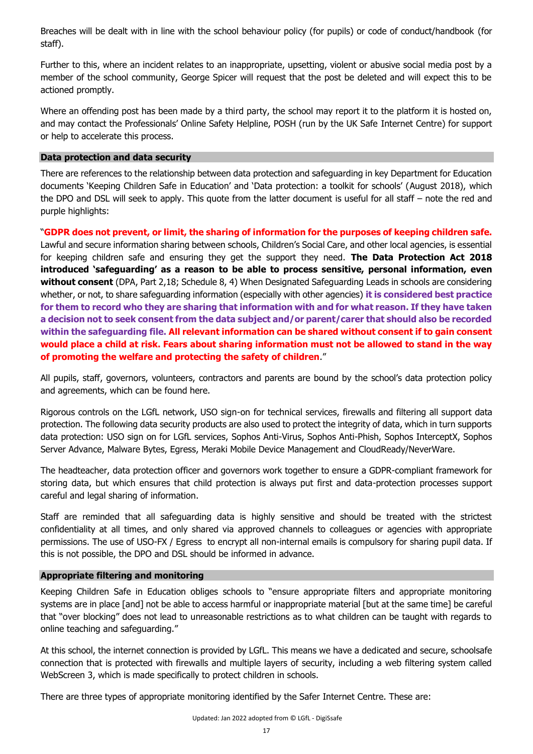Breaches will be dealt with in line with the school behaviour policy (for pupils) or code of conduct/handbook (for staff).

Further to this, where an incident relates to an inappropriate, upsetting, violent or abusive social media post by a member of the school community, George Spicer will request that the post be deleted and will expect this to be actioned promptly.

Where an offending post has been made by a third party, the school may report it to the platform it is hosted on, and may contact the Professionals' Online Safety Helpline, POSH (run by the UK Safe Internet Centre) for support or help to accelerate this process.

## Data protection and data security

There are references to the relationship between data protection and safeguarding in key Department for Education documents 'Keeping Children Safe in Education' and 'Data protection: a toolkit for schools' (August 2018), which the DPO and DSL will seek to apply. This quote from the latter document is useful for all staff – note the red and purple highlights:

"**GDPR does not prevent, or limit, the sharing of information for the purposes of keeping children safe.** Lawful and secure information sharing between schools, Children's Social Care, and other local agencies, is essential for keeping children safe and ensuring they get the support they need. **The Data Protection Act 2018 introduced 'safeguarding' as a reason to be able to process sensitive, personal information, even without consent** (DPA, Part 2,18; Schedule 8, 4) When Designated Safeguarding Leads in schools are considering whether, or not, to share safeguarding information (especially with other agencies) **it is considered best practice for them to record who they are sharing that information with and for what reason. If they have taken a decision not to seek consent from the data subject and/or parent/carer that should also be recorded within the safeguarding file. All relevant information can be shared without consent if to gain consent would place a child at risk. Fears about sharing information must not be allowed to stand in the way of promoting the welfare and protecting the safety of children**."

All pupils, staff, governors, volunteers, contractors and parents are bound by the school's data protection policy and agreements, which can be found here.

Rigorous controls on the LGfL network, USO sign-on for technical services, firewalls and filtering all support data protection. The following data security products are also used to protect the integrity of data, which in turn supports data protection: USO sign on for LGfL services, Sophos Anti-Virus, Sophos Anti-Phish, Sophos InterceptX, Sophos Server Advance, Malware Bytes, Egress, Meraki Mobile Device Management and CloudReady/NeverWare.

The headteacher, data protection officer and governors work together to ensure a GDPR-compliant framework for storing data, but which ensures that child protection is always put first and data-protection processes support careful and legal sharing of information.

Staff are reminded that all safeguarding data is highly sensitive and should be treated with the strictest confidentiality at all times, and only shared via approved channels to colleagues or agencies with appropriate permissions. The use of USO-FX / Egress to encrypt all non-internal emails is compulsory for sharing pupil data. If this is not possible, the DPO and DSL should be informed in advance.

## Appropriate filtering and monitoring

Keeping Children Safe in Education obliges schools to "ensure appropriate filters and appropriate monitoring systems are in place [and] not be able to access harmful or inappropriate material [but at the same time] be careful that "over blocking" does not lead to unreasonable restrictions as to what children can be taught with regards to online teaching and safeguarding."

At this school, the internet connection is provided by LGfL. This means we have a dedicated and secure, schoolsafe connection that is protected with firewalls and multiple layers of security, including a web filtering system called WebScreen 3, which is made specifically to protect children in schools.

There are three types of appropriate monitoring identified by the Safer Internet Centre. These are: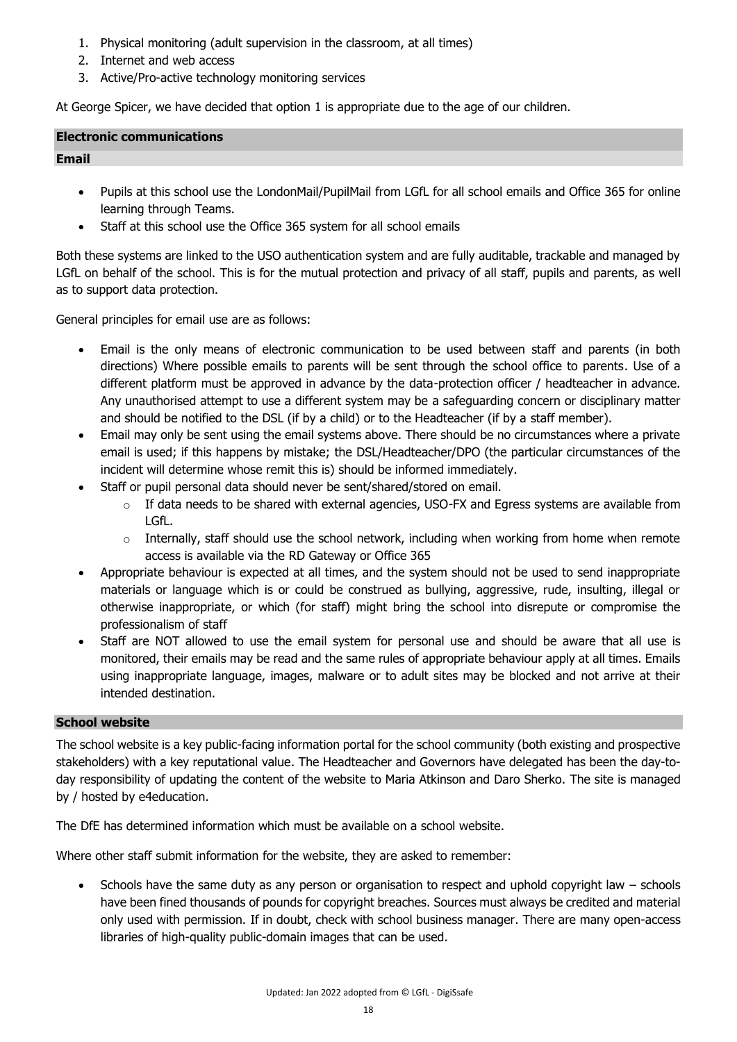1. Physical monitoring (adult supervision in the classroom, at all times)
2. Internet and web access
3. Active/Pro-active technology monitoring services

At George Spicer, we have decided that option 1 is appropriate due to the age of our children.

## Electronic communications

### Email

- Pupils at this school use the LondonMail/PupilMail from LGfL for all school emails and Office 365 for online learning through Teams.
- Staff at this school use the Office 365 system for all school emails

Both these systems are linked to the USO authentication system and are fully auditable, trackable and managed by LGfL on behalf of the school. This is for the mutual protection and privacy of all staff, pupils and parents, as well as to support data protection.

General principles for email use are as follows:

- Email is the only means of electronic communication to be used between staff and parents (in both directions) Where possible emails to parents will be sent through the school office to parents. Use of a different platform must be approved in advance by the data-protection officer / headteacher in advance. Any unauthorised attempt to use a different system may be a safeguarding concern or disciplinary matter and should be notified to the DSL (if by a child) or to the Headteacher (if by a staff member).
- Email may only be sent using the email systems above. There should be no circumstances where a private email is used; if this happens by mistake; the DSL/Headteacher/DPO (the particular circumstances of the incident will determine whose remit this is) should be informed immediately.
- Staff or pupil personal data should never be sent/shared/stored on email.
    - If data needs to be shared with external agencies, USO-FX and Egress systems are available from LGfL.
    - Internally, staff should use the school network, including when working from home when remote access is available via the RD Gateway or Office 365
- Appropriate behaviour is expected at all times, and the system should not be used to send inappropriate materials or language which is or could be construed as bullying, aggressive, rude, insulting, illegal or otherwise inappropriate, or which (for staff) might bring the school into disrepute or compromise the professionalism of staff
- Staff are NOT allowed to use the email system for personal use and should be aware that all use is monitored, their emails may be read and the same rules of appropriate behaviour apply at all times. Emails using inappropriate language, images, malware or to adult sites may be blocked and not arrive at their intended destination.

### School website

The school website is a key public-facing information portal for the school community (both existing and prospective stakeholders) with a key reputational value. The Headteacher and Governors have delegated has been the day-to-day responsibility of updating the content of the website to Maria Atkinson and Daro Sherko. The site is managed by / hosted by e4education.

The DfE has determined information which must be available on a school website.

Where other staff submit information for the website, they are asked to remember:

- Schools have the same duty as any person or organisation to respect and uphold copyright law – schools have been fined thousands of pounds for copyright breaches. Sources must always be credited and material only used with permission. If in doubt, check with school business manager. There are many open-access libraries of high-quality public-domain images that can be used.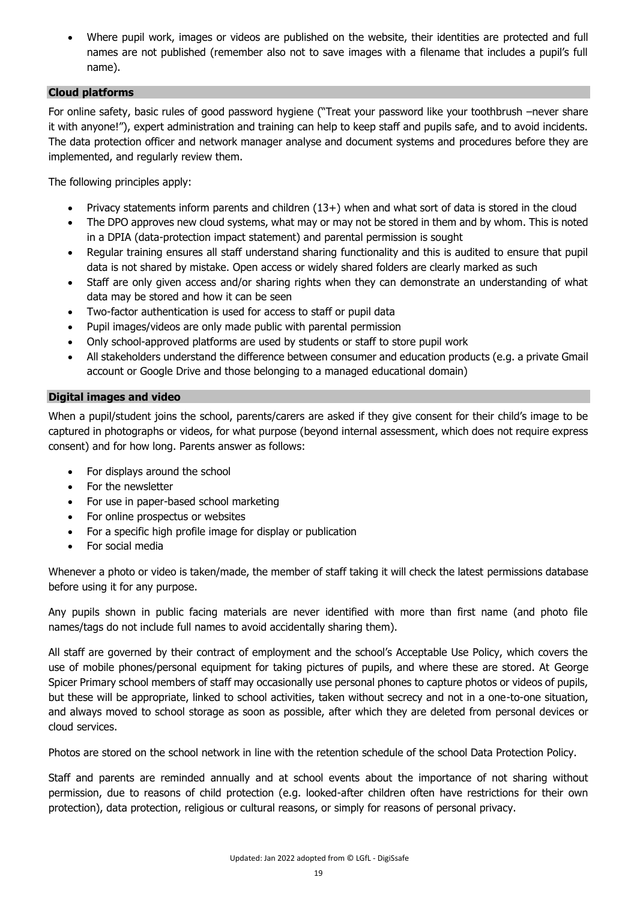- Where pupil work, images or videos are published on the website, their identities are protected and full names are not published (remember also not to save images with a filename that includes a pupil's full name).

### Cloud platforms

For online safety, basic rules of good password hygiene ("Treat your password like your toothbrush –never share it with anyone!"), expert administration and training can help to keep staff and pupils safe, and to avoid incidents. The data protection officer and network manager analyse and document systems and procedures before they are implemented, and regularly review them.

The following principles apply:

- Privacy statements inform parents and children (13+) when and what sort of data is stored in the cloud
- The DPO approves new cloud systems, what may or may not be stored in them and by whom. This is noted in a DPIA (data-protection impact statement) and parental permission is sought
- Regular training ensures all staff understand sharing functionality and this is audited to ensure that pupil data is not shared by mistake. Open access or widely shared folders are clearly marked as such
- Staff are only given access and/or sharing rights when they can demonstrate an understanding of what data may be stored and how it can be seen
- Two-factor authentication is used for access to staff or pupil data
- Pupil images/videos are only made public with parental permission
- Only school-approved platforms are used by students or staff to store pupil work
- All stakeholders understand the difference between consumer and education products (e.g. a private Gmail account or Google Drive and those belonging to a managed educational domain)

### Digital images and video

When a pupil/student joins the school, parents/carers are asked if they give consent for their child's image to be captured in photographs or videos, for what purpose (beyond internal assessment, which does not require express consent) and for how long. Parents answer as follows:

- For displays around the school
- For the newsletter
- For use in paper-based school marketing
- For online prospectus or websites
- For a specific high profile image for display or publication
- For social media

Whenever a photo or video is taken/made, the member of staff taking it will check the latest permissions database before using it for any purpose.

Any pupils shown in public facing materials are never identified with more than first name (and photo file names/tags do not include full names to avoid accidentally sharing them).

All staff are governed by their contract of employment and the school's Acceptable Use Policy, which covers the use of mobile phones/personal equipment for taking pictures of pupils, and where these are stored. At George Spicer Primary school members of staff may occasionally use personal phones to capture photos or videos of pupils, but these will be appropriate, linked to school activities, taken without secrecy and not in a one-to-one situation, and always moved to school storage as soon as possible, after which they are deleted from personal devices or cloud services.

Photos are stored on the school network in line with the retention schedule of the school Data Protection Policy.

Staff and parents are reminded annually and at school events about the importance of not sharing without permission, due to reasons of child protection (e.g. looked-after children often have restrictions for their own protection), data protection, religious or cultural reasons, or simply for reasons of personal privacy.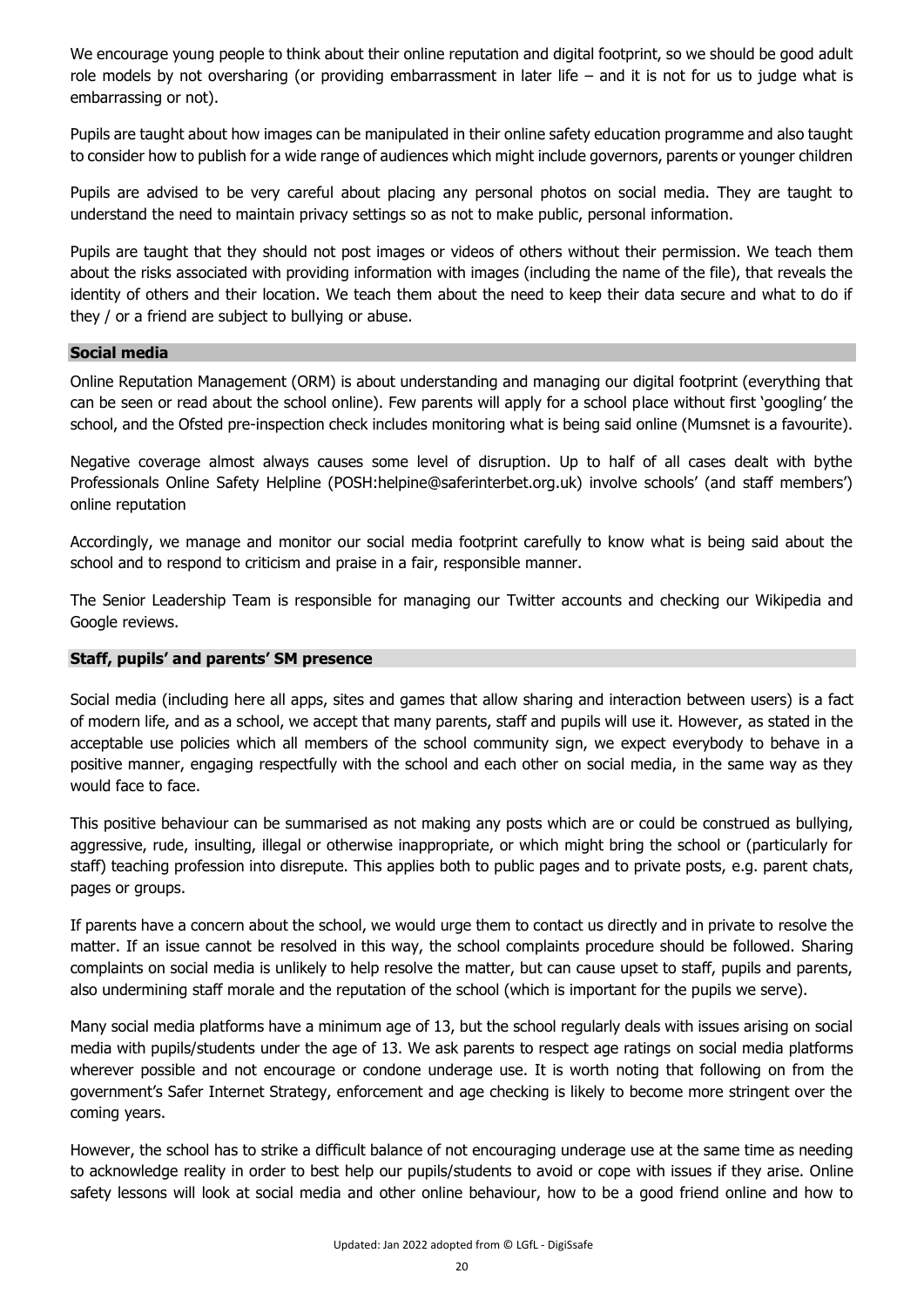We encourage young people to think about their online reputation and digital footprint, so we should be good adult role models by not oversharing (or providing embarrassment in later life – and it is not for us to judge what is embarrassing or not).

Pupils are taught about how images can be manipulated in their online safety education programme and also taught to consider how to publish for a wide range of audiences which might include governors, parents or younger children

Pupils are advised to be very careful about placing any personal photos on social media. They are taught to understand the need to maintain privacy settings so as not to make public, personal information.

Pupils are taught that they should not post images or videos of others without their permission. We teach them about the risks associated with providing information with images (including the name of the file), that reveals the identity of others and their location. We teach them about the need to keep their data secure and what to do if they / or a friend are subject to bullying or abuse.

### Social media

Online Reputation Management (ORM) is about understanding and managing our digital footprint (everything that can be seen or read about the school online). Few parents will apply for a school place without first 'googling' the school, and the Ofsted pre-inspection check includes monitoring what is being said online (Mumsnet is a favourite).

Negative coverage almost always causes some level of disruption. Up to half of all cases dealt with bythe Professionals Online Safety Helpline (POSH:helpine@saferinterbet.org.uk) involve schools' (and staff members') online reputation

Accordingly, we manage and monitor our social media footprint carefully to know what is being said about the school and to respond to criticism and praise in a fair, responsible manner.

The Senior Leadership Team is responsible for managing our Twitter accounts and checking our Wikipedia and Google reviews.

### Staff, pupils' and parents' SM presence

Social media (including here all apps, sites and games that allow sharing and interaction between users) is a fact of modern life, and as a school, we accept that many parents, staff and pupils will use it. However, as stated in the acceptable use policies which all members of the school community sign, we expect everybody to behave in a positive manner, engaging respectfully with the school and each other on social media, in the same way as they would face to face.

This positive behaviour can be summarised as not making any posts which are or could be construed as bullying, aggressive, rude, insulting, illegal or otherwise inappropriate, or which might bring the school or (particularly for staff) teaching profession into disrepute. This applies both to public pages and to private posts, e.g. parent chats, pages or groups.

If parents have a concern about the school, we would urge them to contact us directly and in private to resolve the matter. If an issue cannot be resolved in this way, the school complaints procedure should be followed. Sharing complaints on social media is unlikely to help resolve the matter, but can cause upset to staff, pupils and parents, also undermining staff morale and the reputation of the school (which is important for the pupils we serve).

Many social media platforms have a minimum age of 13, but the school regularly deals with issues arising on social media with pupils/students under the age of 13. We ask parents to respect age ratings on social media platforms wherever possible and not encourage or condone underage use. It is worth noting that following on from the government's Safer Internet Strategy, enforcement and age checking is likely to become more stringent over the coming years.

However, the school has to strike a difficult balance of not encouraging underage use at the same time as needing to acknowledge reality in order to best help our pupils/students to avoid or cope with issues if they arise. Online safety lessons will look at social media and other online behaviour, how to be a good friend online and how to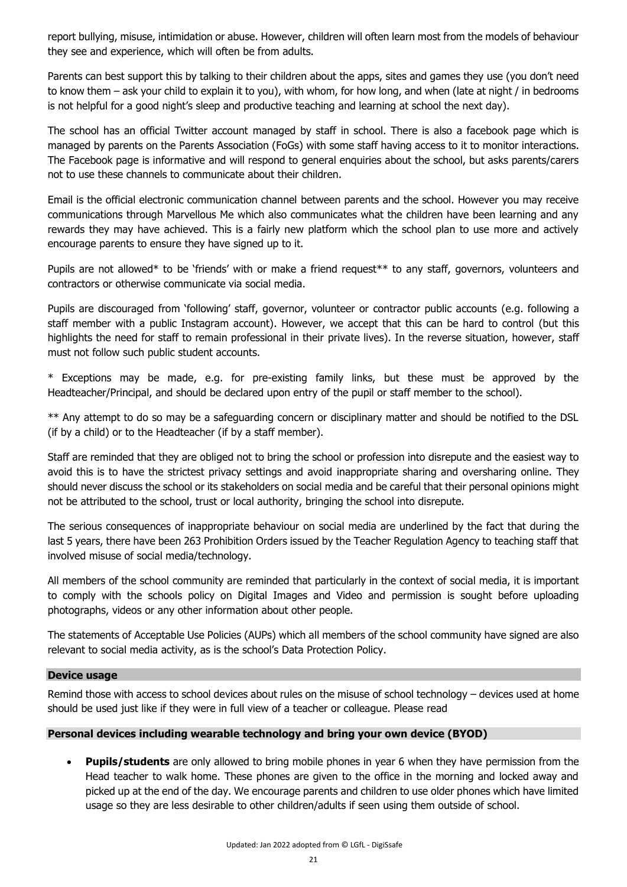report bullying, misuse, intimidation or abuse. However, children will often learn most from the models of behaviour they see and experience, which will often be from adults.

Parents can best support this by talking to their children about the apps, sites and games they use (you don't need to know them – ask your child to explain it to you), with whom, for how long, and when (late at night / in bedrooms is not helpful for a good night's sleep and productive teaching and learning at school the next day).

The school has an official Twitter account managed by staff in school. There is also a facebook page which is managed by parents on the Parents Association (FoGs) with some staff having access to it to monitor interactions. The Facebook page is informative and will respond to general enquiries about the school, but asks parents/carers not to use these channels to communicate about their children.

Email is the official electronic communication channel between parents and the school. However you may receive communications through Marvellous Me which also communicates what the children have been learning and any rewards they may have achieved. This is a fairly new platform which the school plan to use more and actively encourage parents to ensure they have signed up to it.

Pupils are not allowed* to be 'friends' with or make a friend request** to any staff, governors, volunteers and contractors or otherwise communicate via social media.

Pupils are discouraged from 'following' staff, governor, volunteer or contractor public accounts (e.g. following a staff member with a public Instagram account). However, we accept that this can be hard to control (but this highlights the need for staff to remain professional in their private lives). In the reverse situation, however, staff must not follow such public student accounts.

* Exceptions may be made, e.g. for pre-existing family links, but these must be approved by the Headteacher/Principal, and should be declared upon entry of the pupil or staff member to the school).

** Any attempt to do so may be a safeguarding concern or disciplinary matter and should be notified to the DSL (if by a child) or to the Headteacher (if by a staff member).

Staff are reminded that they are obliged not to bring the school or profession into disrepute and the easiest way to avoid this is to have the strictest privacy settings and avoid inappropriate sharing and oversharing online. They should never discuss the school or its stakeholders on social media and be careful that their personal opinions might not be attributed to the school, trust or local authority, bringing the school into disrepute.

The serious consequences of inappropriate behaviour on social media are underlined by the fact that during the last 5 years, there have been 263 Prohibition Orders issued by the Teacher Regulation Agency to teaching staff that involved misuse of social media/technology.

All members of the school community are reminded that particularly in the context of social media, it is important to comply with the schools policy on Digital Images and Video and permission is sought before uploading photographs, videos or any other information about other people.

The statements of Acceptable Use Policies (AUPs) which all members of the school community have signed are also relevant to social media activity, as is the school's Data Protection Policy.

## Device usage

Remind those with access to school devices about rules on the misuse of school technology – devices used at home should be used just like if they were in full view of a teacher or colleague. Please read

## Personal devices including wearable technology and bring your own device (BYOD)

- **Pupils/students** are only allowed to bring mobile phones in year 6 when they have permission from the Head teacher to walk home. These phones are given to the office in the morning and locked away and picked up at the end of the day. We encourage parents and children to use older phones which have limited usage so they are less desirable to other children/adults if seen using them outside of school.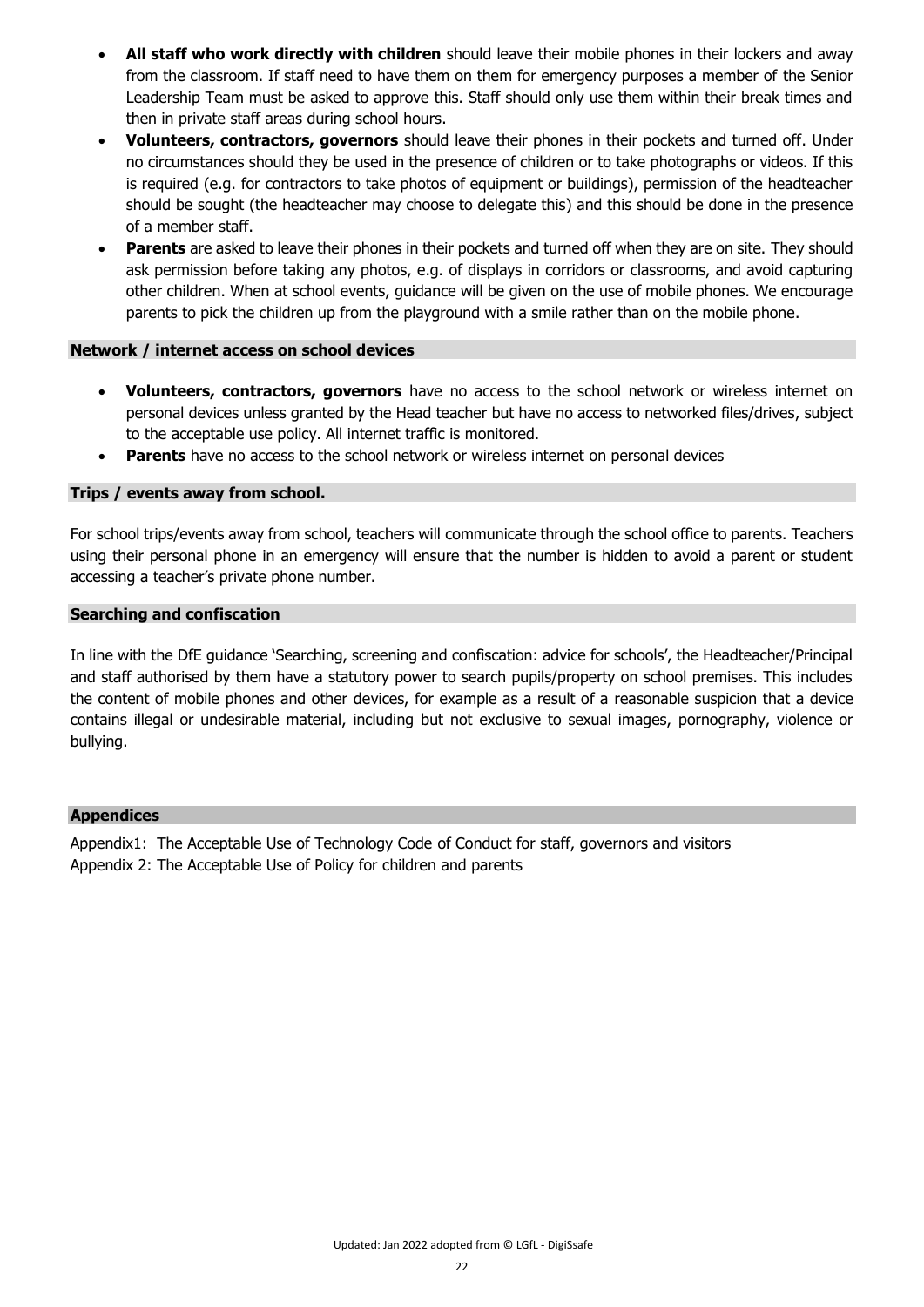- **All staff who work directly with children** should leave their mobile phones in their lockers and away from the classroom. If staff need to have them on them for emergency purposes a member of the Senior Leadership Team must be asked to approve this. Staff should only use them within their break times and then in private staff areas during school hours.
- **Volunteers, contractors, governors** should leave their phones in their pockets and turned off. Under no circumstances should they be used in the presence of children or to take photographs or videos. If this is required (e.g. for contractors to take photos of equipment or buildings), permission of the headteacher should be sought (the headteacher may choose to delegate this) and this should be done in the presence of a member staff.
- **Parents** are asked to leave their phones in their pockets and turned off when they are on site. They should ask permission before taking any photos, e.g. of displays in corridors or classrooms, and avoid capturing other children. When at school events, guidance will be given on the use of mobile phones. We encourage parents to pick the children up from the playground with a smile rather than on the mobile phone.

### Network / internet access on school devices

- **Volunteers, contractors, governors** have no access to the school network or wireless internet on personal devices unless granted by the Head teacher but have no access to networked files/drives, subject to the acceptable use policy. All internet traffic is monitored.
- **Parents** have no access to the school network or wireless internet on personal devices

### Trips / events away from school.

For school trips/events away from school, teachers will communicate through the school office to parents. Teachers using their personal phone in an emergency will ensure that the number is hidden to avoid a parent or student accessing a teacher's private phone number.

### Searching and confiscation

In line with the DfE guidance 'Searching, screening and confiscation: advice for schools', the Headteacher/Principal and staff authorised by them have a statutory power to search pupils/property on school premises. This includes the content of mobile phones and other devices, for example as a result of a reasonable suspicion that a device contains illegal or undesirable material, including but not exclusive to sexual images, pornography, violence or bullying.

### Appendices

Appendix1: The Acceptable Use of Technology Code of Conduct for staff, governors and visitors
Appendix 2: The Acceptable Use of Policy for children and parents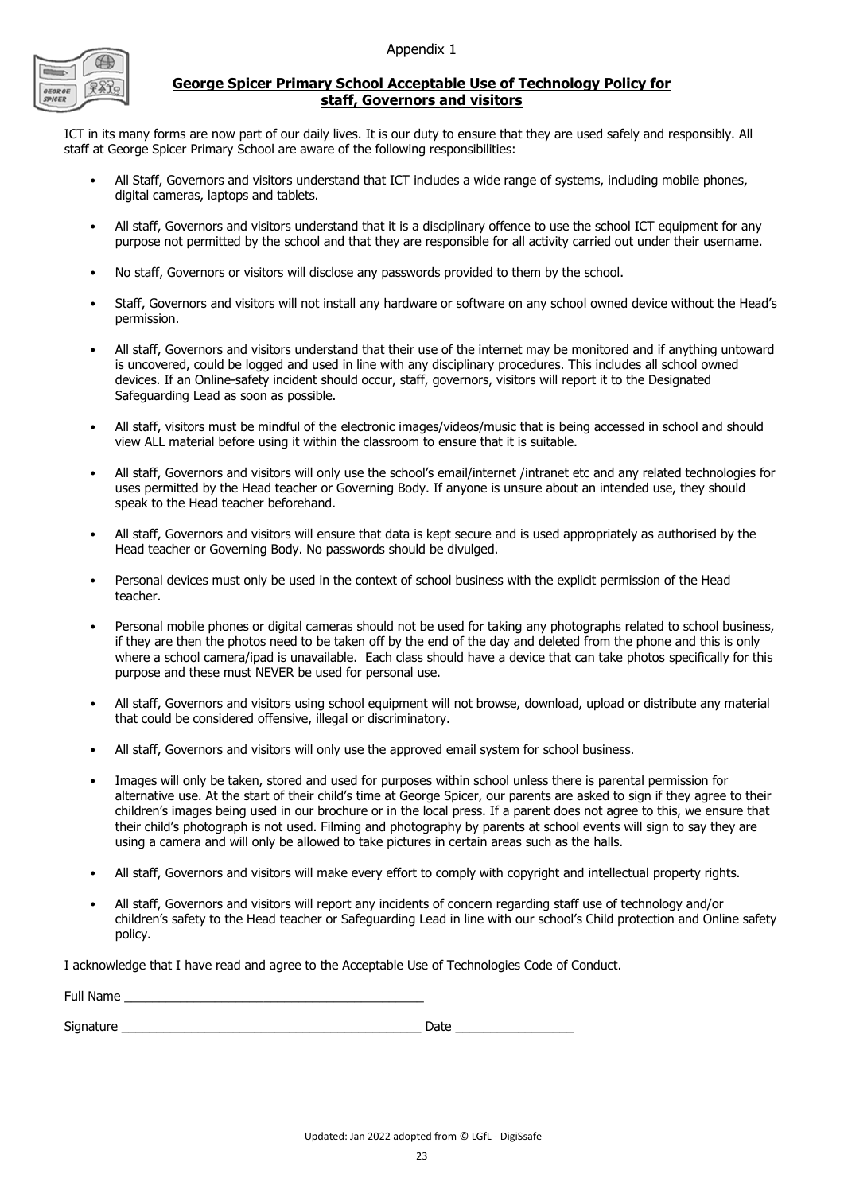Appendix 1

## George Spicer Primary School Acceptable Use of Technology Policy for staff, Governors and visitors

ICT in its many forms are now part of our daily lives. It is our duty to ensure that they are used safely and responsibly. All staff at George Spicer Primary School are aware of the following responsibilities:

- All Staff, Governors and visitors understand that ICT includes a wide range of systems, including mobile phones, digital cameras, laptops and tablets.
- All staff, Governors and visitors understand that it is a disciplinary offence to use the school ICT equipment for any purpose not permitted by the school and that they are responsible for all activity carried out under their username.
- No staff, Governors or visitors will disclose any passwords provided to them by the school.
- Staff, Governors and visitors will not install any hardware or software on any school owned device without the Head's permission.
- All staff, Governors and visitors understand that their use of the internet may be monitored and if anything untoward is uncovered, could be logged and used in line with any disciplinary procedures. This includes all school owned devices. If an Online-safety incident should occur, staff, governors, visitors will report it to the Designated Safeguarding Lead as soon as possible.
- All staff, visitors must be mindful of the electronic images/videos/music that is being accessed in school and should view ALL material before using it within the classroom to ensure that it is suitable.
- All staff, Governors and visitors will only use the school's email/internet /intranet etc and any related technologies for uses permitted by the Head teacher or Governing Body. If anyone is unsure about an intended use, they should speak to the Head teacher beforehand.
- All staff, Governors and visitors will ensure that data is kept secure and is used appropriately as authorised by the Head teacher or Governing Body. No passwords should be divulged.
- Personal devices must only be used in the context of school business with the explicit permission of the Head teacher.
- Personal mobile phones or digital cameras should not be used for taking any photographs related to school business, if they are then the photos need to be taken off by the end of the day and deleted from the phone and this is only where a school camera/ipad is unavailable. Each class should have a device that can take photos specifically for this purpose and these must NEVER be used for personal use.
- All staff, Governors and visitors using school equipment will not browse, download, upload or distribute any material that could be considered offensive, illegal or discriminatory.
- All staff, Governors and visitors will only use the approved email system for school business.
- Images will only be taken, stored and used for purposes within school unless there is parental permission for alternative use. At the start of their child's time at George Spicer, our parents are asked to sign if they agree to their children's images being used in our brochure or in the local press. If a parent does not agree to this, we ensure that their child's photograph is not used. Filming and photography by parents at school events will sign to say they are using a camera and will only be allowed to take pictures in certain areas such as the halls.
- All staff, Governors and visitors will make every effort to comply with copyright and intellectual property rights.
- All staff, Governors and visitors will report any incidents of concern regarding staff use of technology and/or children's safety to the Head teacher or Safeguarding Lead in line with our school's Child protection and Online safety policy.

I acknowledge that I have read and agree to the Acceptable Use of Technologies Code of Conduct.

Full Name ___________________________________________

Signature ___________________________________________ Date _________________

Updated: Jan 2022 adopted from © LGfL - DigiSsafe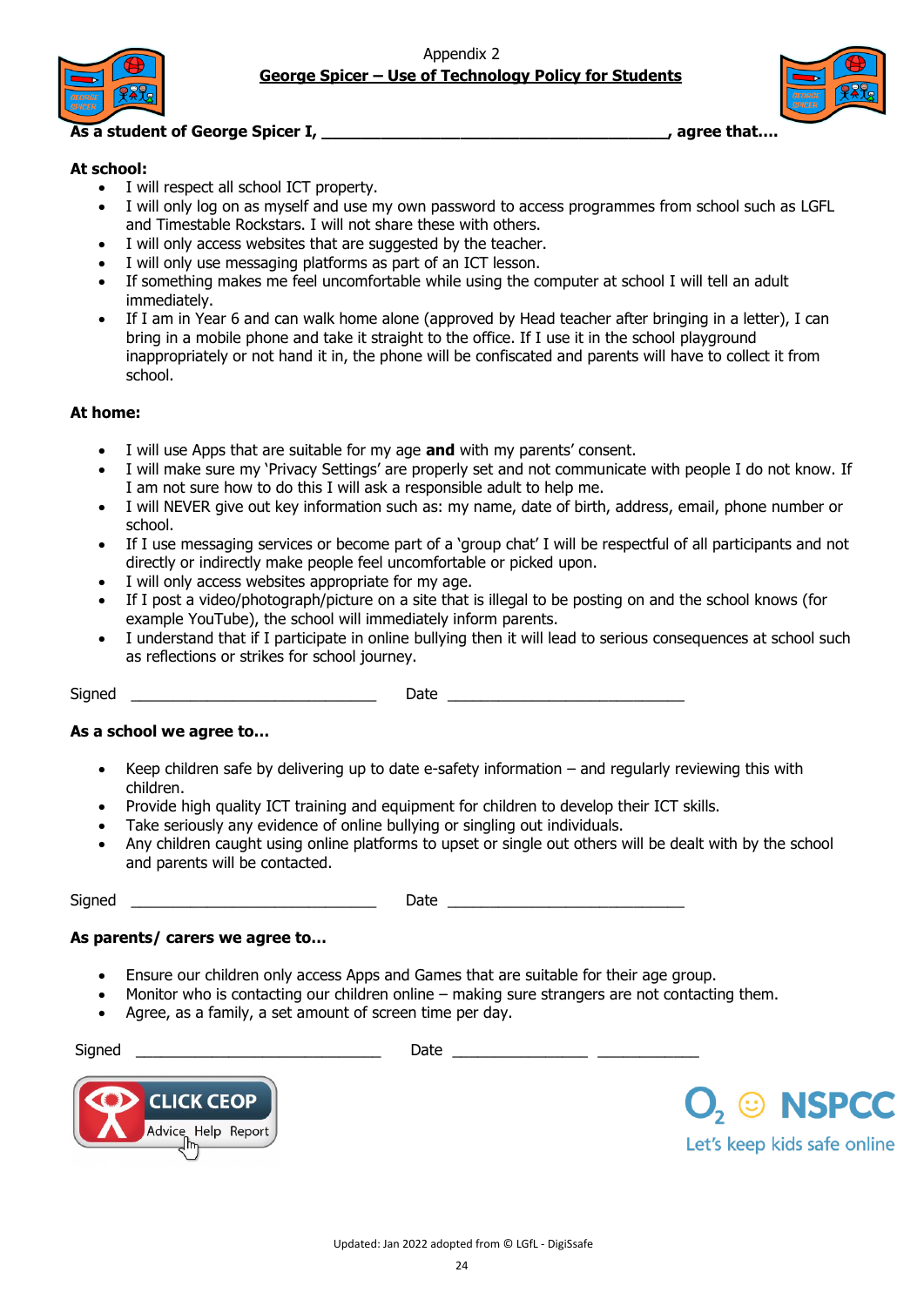Appendix 2

## George Spicer – Use of Technology Policy for Students

**As a student of George Spicer I, ______________________________________, agree that….**

**At school:**

- I will respect all school ICT property.
- I will only log on as myself and use my own password to access programmes from school such as LGFL and Timestable Rockstars. I will not share these with others.
- I will only access websites that are suggested by the teacher.
- I will only use messaging platforms as part of an ICT lesson.
- If something makes me feel uncomfortable while using the computer at school I will tell an adult immediately.
- If I am in Year 6 and can walk home alone (approved by Head teacher after bringing in a letter), I can bring in a mobile phone and take it straight to the office. If I use it in the school playground inappropriately or not hand it in, the phone will be confiscated and parents will have to collect it from school.

**At home:**

- I will use Apps that are suitable for my age **and** with my parents' consent.
- I will make sure my 'Privacy Settings' are properly set and not communicate with people I do not know. If I am not sure how to do this I will ask a responsible adult to help me.
- I will NEVER give out key information such as: my name, date of birth, address, email, phone number or school.
- If I use messaging services or become part of a 'group chat' I will be respectful of all participants and not directly or indirectly make people feel uncomfortable or picked upon.
- I will only access websites appropriate for my age.
- If I post a video/photograph/picture on a site that is illegal to be posting on and the school knows (for example YouTube), the school will immediately inform parents.
- I understand that if I participate in online bullying then it will lead to serious consequences at school such as reflections or strikes for school journey.

Signed ____________________________ Date ____________________________

**As a school we agree to…**

- Keep children safe by delivering up to date e-safety information – and regularly reviewing this with children.
- Provide high quality ICT training and equipment for children to develop their ICT skills.
- Take seriously any evidence of online bullying or singling out individuals.
- Any children caught using online platforms to upset or single out others will be dealt with by the school and parents will be contacted.

Signed ____________________________ Date ____________________________

**As parents/ carers we agree to…**

- Ensure our children only access Apps and Games that are suitable for their age group.
- Monitor who is contacting our children online – making sure strangers are not contacting them.
- Agree, as a family, a set amount of screen time per day.

Signed ____________________________ Date ________________ ____________

CLICK CEOP Advice Help Report

O2 NSPCC Let's keep kids safe online

Updated: Jan 2022 adopted from © LGfL - DigiSafe